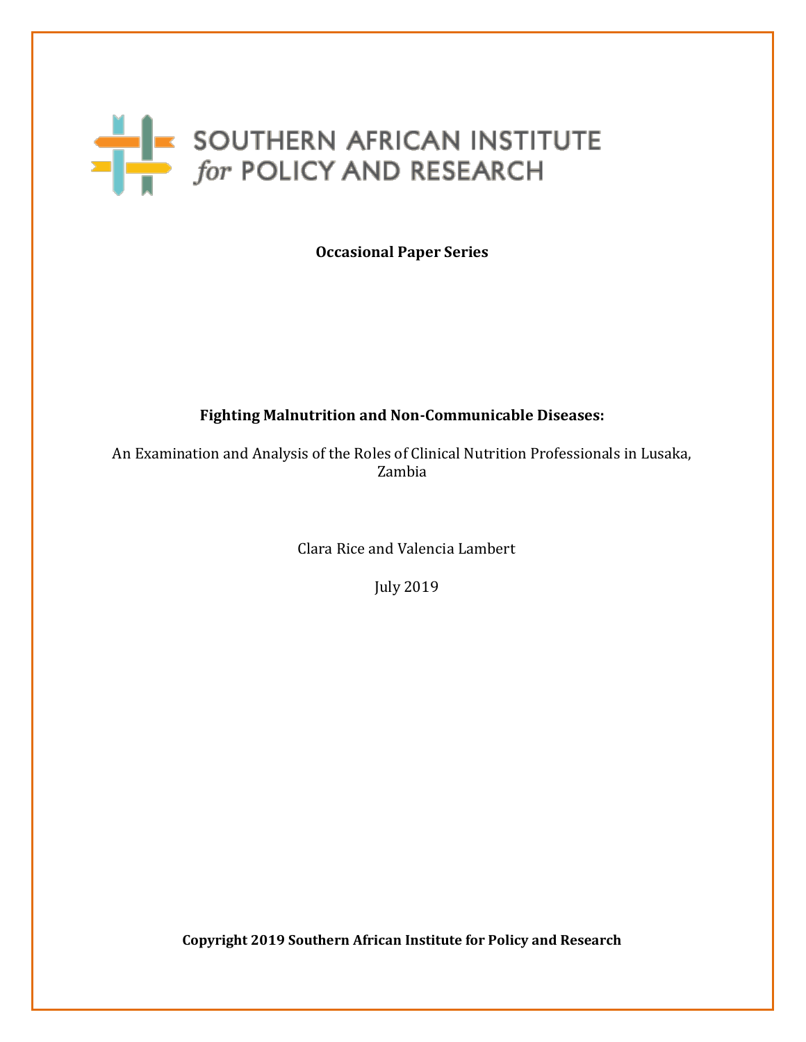SOUTHERN AFRICAN INSTITUTE *for* POLICY AND RESEARCH

**Occasional Paper Series**

# Fighting Malnutrition and Non-Communicable Diseases:

An Examination and Analysis of the Roles of Clinical Nutrition Professionals in Lusaka, Zambia

Clara Rice and Valencia Lambert

July 2019

**Copyright 2019 Southern African Institute for Policy and Research**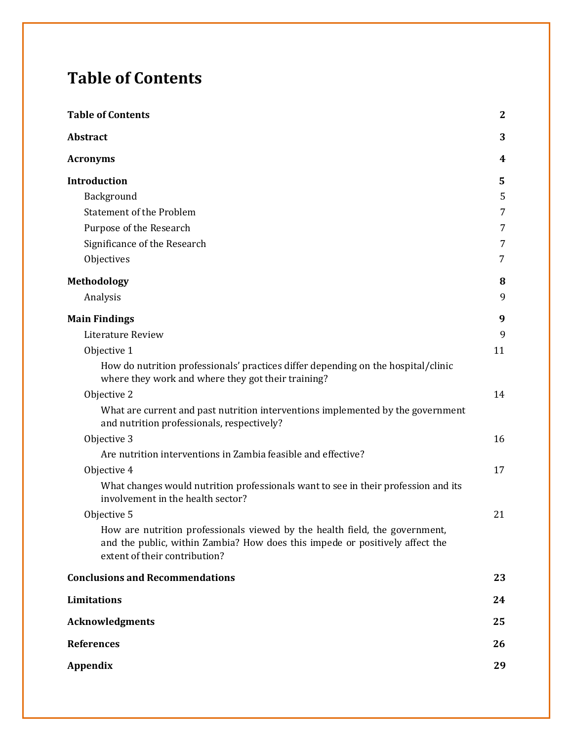# Table of Contents

| | |
|---|---|
| **Table of Contents** | **2** |
| **Abstract** | **3** |
| **Acronyms** | **4** |
| **Introduction** | **5** |
| Background | 5 |
| Statement of the Problem | 7 |
| Purpose of the Research | 7 |
| Significance of the Research | 7 |
| Objectives | 7 |
| **Methodology** | **8** |
| Analysis | 9 |
| **Main Findings** | **9** |
| Literature Review | 9 |
| Objective 1 | 11 |
| How do nutrition professionals' practices differ depending on the hospital/clinic where they work and where they got their training? | |
| Objective 2 | 14 |
| What are current and past nutrition interventions implemented by the government and nutrition professionals, respectively? | |
| Objective 3 | 16 |
| Are nutrition interventions in Zambia feasible and effective? | |
| Objective 4 | 17 |
| What changes would nutrition professionals want to see in their profession and its involvement in the health sector? | |
| Objective 5 | 21 |
| How are nutrition professionals viewed by the health field, the government, and the public, within Zambia? How does this impede or positively affect the extent of their contribution? | |
| **Conclusions and Recommendations** | **23** |
| **Limitations** | **24** |
| **Acknowledgments** | **25** |
| **References** | **26** |
| **Appendix** | **29** |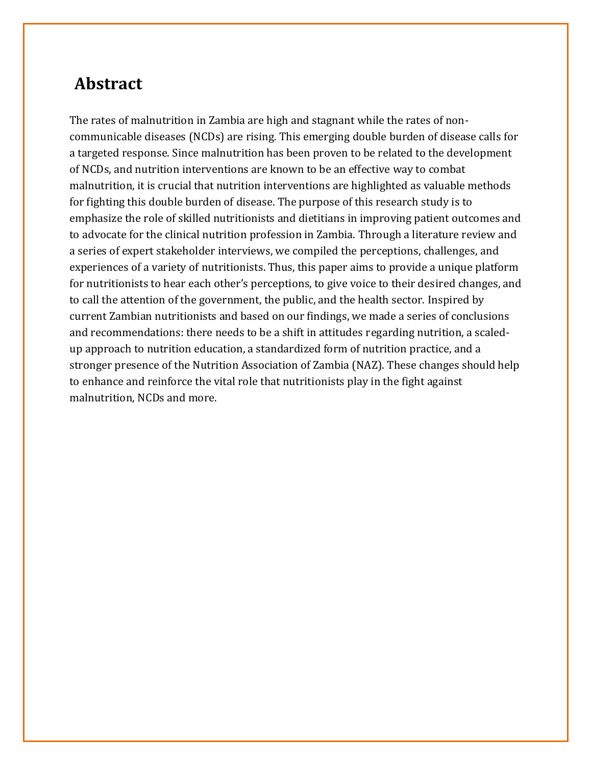## Abstract

The rates of malnutrition in Zambia are high and stagnant while the rates of non-communicable diseases (NCDs) are rising. This emerging double burden of disease calls for a targeted response. Since malnutrition has been proven to be related to the development of NCDs, and nutrition interventions are known to be an effective way to combat malnutrition, it is crucial that nutrition interventions are highlighted as valuable methods for fighting this double burden of disease. The purpose of this research study is to emphasize the role of skilled nutritionists and dietitians in improving patient outcomes and to advocate for the clinical nutrition profession in Zambia. Through a literature review and a series of expert stakeholder interviews, we compiled the perceptions, challenges, and experiences of a variety of nutritionists. Thus, this paper aims to provide a unique platform for nutritionists to hear each other's perceptions, to give voice to their desired changes, and to call the attention of the government, the public, and the health sector. Inspired by current Zambian nutritionists and based on our findings, we made a series of conclusions and recommendations: there needs to be a shift in attitudes regarding nutrition, a scaled-up approach to nutrition education, a standardized form of nutrition practice, and a stronger presence of the Nutrition Association of Zambia (NAZ). These changes should help to enhance and reinforce the vital role that nutritionists play in the fight against malnutrition, NCDs and more.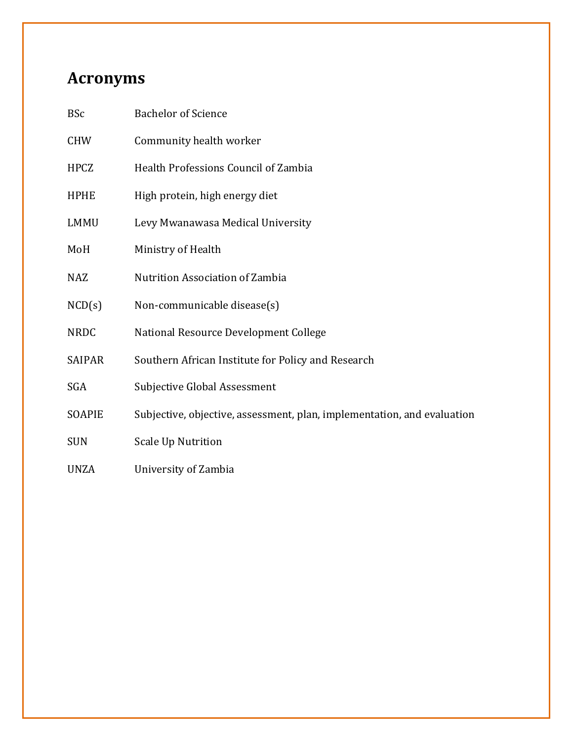# Acronyms

| | |
|---|---|
| BSc | Bachelor of Science |
| CHW | Community health worker |
| HPCZ | Health Professions Council of Zambia |
| HPHE | High protein, high energy diet |
| LMMU | Levy Mwanawasa Medical University |
| MoH | Ministry of Health |
| NAZ | Nutrition Association of Zambia |
| NCD(s) | Non-communicable disease(s) |
| NRDC | National Resource Development College |
| SAIPAR | Southern African Institute for Policy and Research |
| SGA | Subjective Global Assessment |
| SOAPIE | Subjective, objective, assessment, plan, implementation, and evaluation |
| SUN | Scale Up Nutrition |
| UNZA | University of Zambia |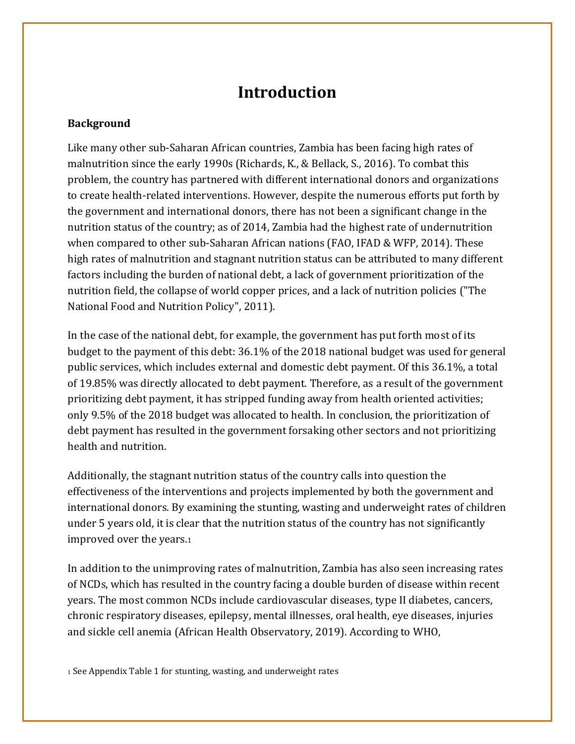# Introduction

**Background**

Like many other sub-Saharan African countries, Zambia has been facing high rates of malnutrition since the early 1990s (Richards, K., & Bellack, S., 2016). To combat this problem, the country has partnered with different international donors and organizations to create health-related interventions. However, despite the numerous efforts put forth by the government and international donors, there has not been a significant change in the nutrition status of the country; as of 2014, Zambia had the highest rate of undernutrition when compared to other sub-Saharan African nations (FAO, IFAD & WFP, 2014). These high rates of malnutrition and stagnant nutrition status can be attributed to many different factors including the burden of national debt, a lack of government prioritization of the nutrition field, the collapse of world copper prices, and a lack of nutrition policies ("The National Food and Nutrition Policy", 2011).

In the case of the national debt, for example, the government has put forth most of its budget to the payment of this debt: 36.1% of the 2018 national budget was used for general public services, which includes external and domestic debt payment. Of this 36.1%, a total of 19.85% was directly allocated to debt payment. Therefore, as a result of the government prioritizing debt payment, it has stripped funding away from health oriented activities; only 9.5% of the 2018 budget was allocated to health. In conclusion, the prioritization of debt payment has resulted in the government forsaking other sectors and not prioritizing health and nutrition.

Additionally, the stagnant nutrition status of the country calls into question the effectiveness of the interventions and projects implemented by both the government and international donors. By examining the stunting, wasting and underweight rates of children under 5 years old, it is clear that the nutrition status of the country has not significantly improved over the years.[1]

In addition to the unimproving rates of malnutrition, Zambia has also seen increasing rates of NCDs, which has resulted in the country facing a double burden of disease within recent years. The most common NCDs include cardiovascular diseases, type II diabetes, cancers, chronic respiratory diseases, epilepsy, mental illnesses, oral health, eye diseases, injuries and sickle cell anemia (African Health Observatory, 2019). According to WHO,

[1] See Appendix Table 1 for stunting, wasting, and underweight rates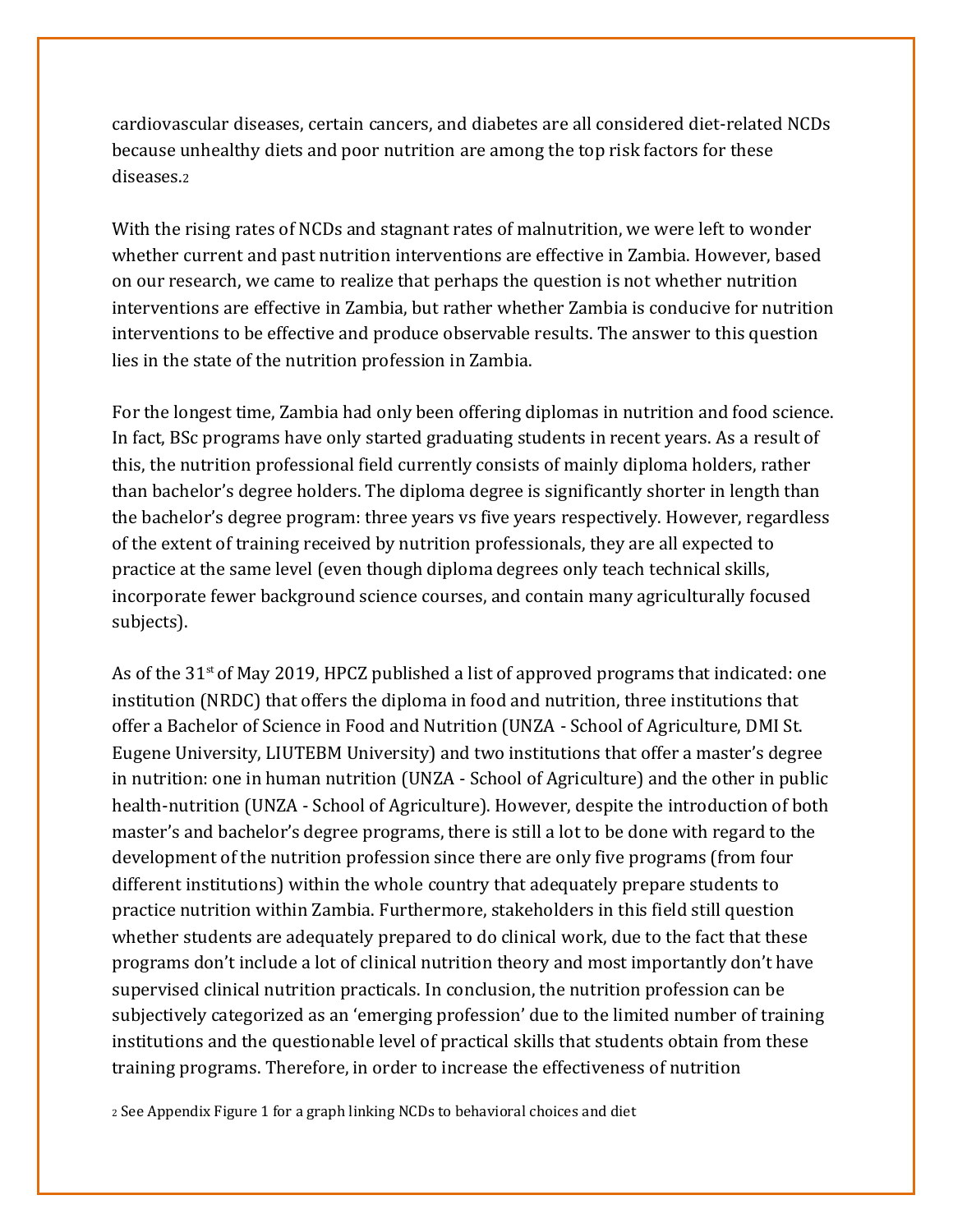cardiovascular diseases, certain cancers, and diabetes are all considered diet-related NCDs because unhealthy diets and poor nutrition are among the top risk factors for these diseases.[2]

With the rising rates of NCDs and stagnant rates of malnutrition, we were left to wonder whether current and past nutrition interventions are effective in Zambia. However, based on our research, we came to realize that perhaps the question is not whether nutrition interventions are effective in Zambia, but rather whether Zambia is conducive for nutrition interventions to be effective and produce observable results. The answer to this question lies in the state of the nutrition profession in Zambia.

For the longest time, Zambia had only been offering diplomas in nutrition and food science. In fact, BSc programs have only started graduating students in recent years. As a result of this, the nutrition professional field currently consists of mainly diploma holders, rather than bachelor's degree holders. The diploma degree is significantly shorter in length than the bachelor's degree program: three years vs five years respectively. However, regardless of the extent of training received by nutrition professionals, they are all expected to practice at the same level (even though diploma degrees only teach technical skills, incorporate fewer background science courses, and contain many agriculturally focused subjects).

As of the 31st of May 2019, HPCZ published a list of approved programs that indicated: one institution (NRDC) that offers the diploma in food and nutrition, three institutions that offer a Bachelor of Science in Food and Nutrition (UNZA - School of Agriculture, DMI St. Eugene University, LIUTEBM University) and two institutions that offer a master's degree in nutrition: one in human nutrition (UNZA - School of Agriculture) and the other in public health-nutrition (UNZA - School of Agriculture). However, despite the introduction of both master's and bachelor's degree programs, there is still a lot to be done with regard to the development of the nutrition profession since there are only five programs (from four different institutions) within the whole country that adequately prepare students to practice nutrition within Zambia. Furthermore, stakeholders in this field still question whether students are adequately prepared to do clinical work, due to the fact that these programs don't include a lot of clinical nutrition theory and most importantly don't have supervised clinical nutrition practicals. In conclusion, the nutrition profession can be subjectively categorized as an 'emerging profession' due to the limited number of training institutions and the questionable level of practical skills that students obtain from these training programs. Therefore, in order to increase the effectiveness of nutrition

[2] See Appendix Figure 1 for a graph linking NCDs to behavioral choices and diet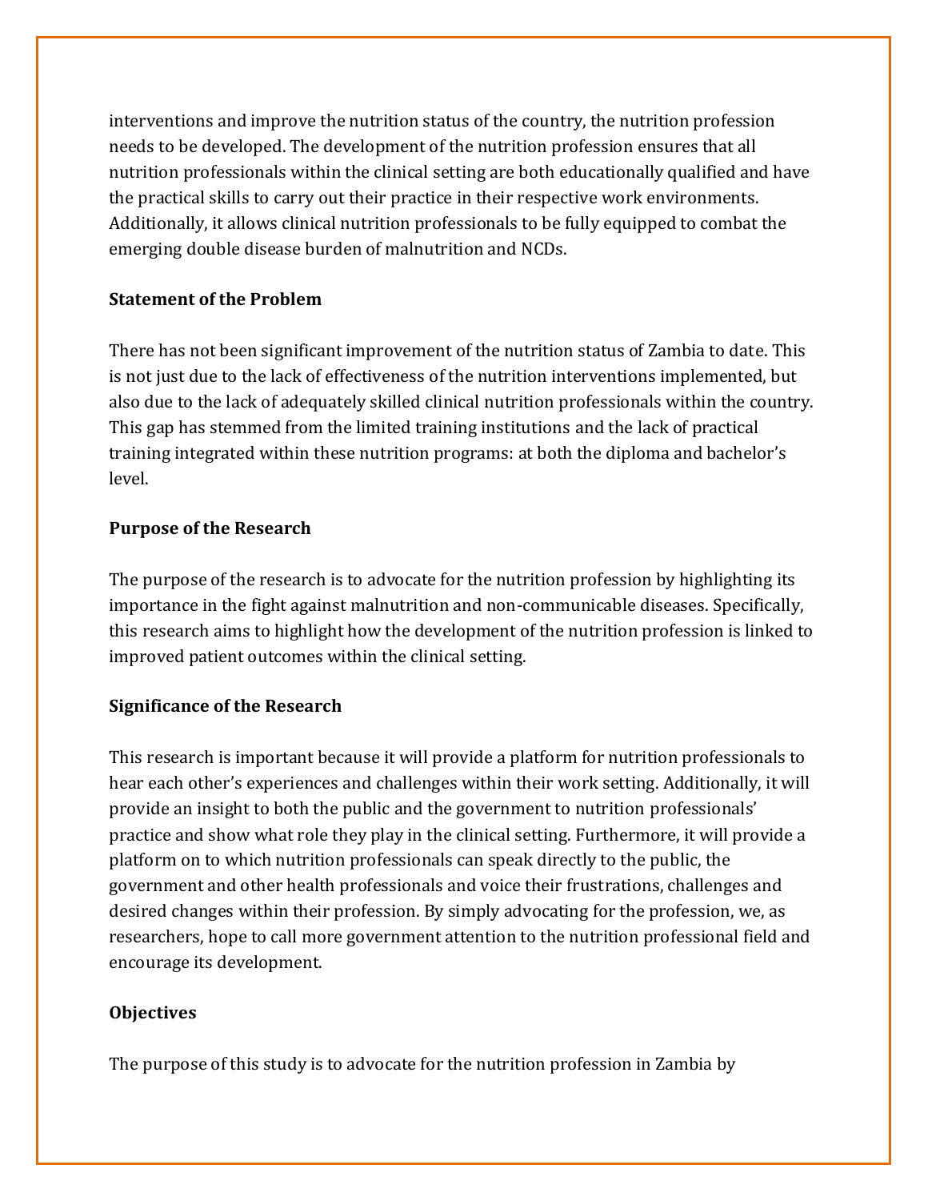interventions and improve the nutrition status of the country, the nutrition profession needs to be developed. The development of the nutrition profession ensures that all nutrition professionals within the clinical setting are both educationally qualified and have the practical skills to carry out their practice in their respective work environments. Additionally, it allows clinical nutrition professionals to be fully equipped to combat the emerging double disease burden of malnutrition and NCDs.

**Statement of the Problem**

There has not been significant improvement of the nutrition status of Zambia to date. This is not just due to the lack of effectiveness of the nutrition interventions implemented, but also due to the lack of adequately skilled clinical nutrition professionals within the country. This gap has stemmed from the limited training institutions and the lack of practical training integrated within these nutrition programs: at both the diploma and bachelor's level.

**Purpose of the Research**

The purpose of the research is to advocate for the nutrition profession by highlighting its importance in the fight against malnutrition and non-communicable diseases. Specifically, this research aims to highlight how the development of the nutrition profession is linked to improved patient outcomes within the clinical setting.

**Significance of the Research**

This research is important because it will provide a platform for nutrition professionals to hear each other's experiences and challenges within their work setting. Additionally, it will provide an insight to both the public and the government to nutrition professionals' practice and show what role they play in the clinical setting. Furthermore, it will provide a platform on to which nutrition professionals can speak directly to the public, the government and other health professionals and voice their frustrations, challenges and desired changes within their profession. By simply advocating for the profession, we, as researchers, hope to call more government attention to the nutrition professional field and encourage its development.

**Objectives**

The purpose of this study is to advocate for the nutrition profession in Zambia by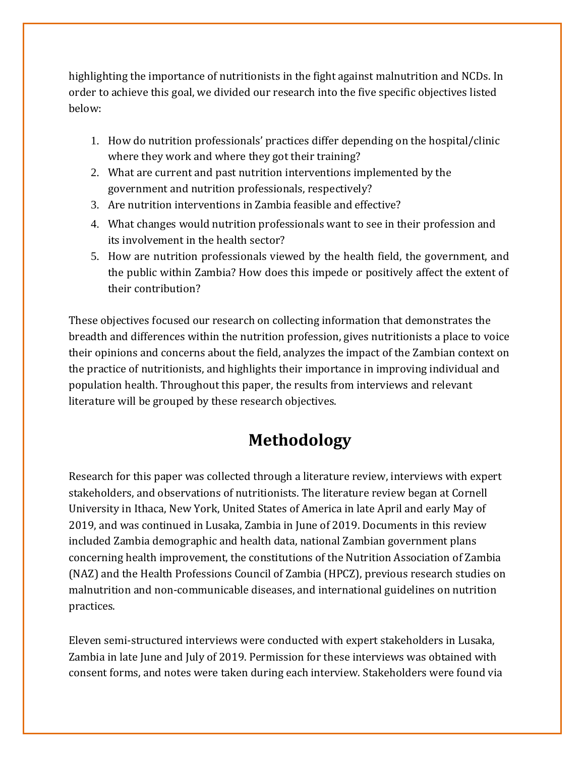highlighting the importance of nutritionists in the fight against malnutrition and NCDs. In order to achieve this goal, we divided our research into the five specific objectives listed below:

1. How do nutrition professionals' practices differ depending on the hospital/clinic where they work and where they got their training?
2. What are current and past nutrition interventions implemented by the government and nutrition professionals, respectively?
3. Are nutrition interventions in Zambia feasible and effective?
4. What changes would nutrition professionals want to see in their profession and its involvement in the health sector?
5. How are nutrition professionals viewed by the health field, the government, and the public within Zambia? How does this impede or positively affect the extent of their contribution?

These objectives focused our research on collecting information that demonstrates the breadth and differences within the nutrition profession, gives nutritionists a place to voice their opinions and concerns about the field, analyzes the impact of the Zambian context on the practice of nutritionists, and highlights their importance in improving individual and population health. Throughout this paper, the results from interviews and relevant literature will be grouped by these research objectives.

# Methodology

Research for this paper was collected through a literature review, interviews with expert stakeholders, and observations of nutritionists. The literature review began at Cornell University in Ithaca, New York, United States of America in late April and early May of 2019, and was continued in Lusaka, Zambia in June of 2019. Documents in this review included Zambia demographic and health data, national Zambian government plans concerning health improvement, the constitutions of the Nutrition Association of Zambia (NAZ) and the Health Professions Council of Zambia (HPCZ), previous research studies on malnutrition and non-communicable diseases, and international guidelines on nutrition practices.

Eleven semi-structured interviews were conducted with expert stakeholders in Lusaka, Zambia in late June and July of 2019. Permission for these interviews was obtained with consent forms, and notes were taken during each interview. Stakeholders were found via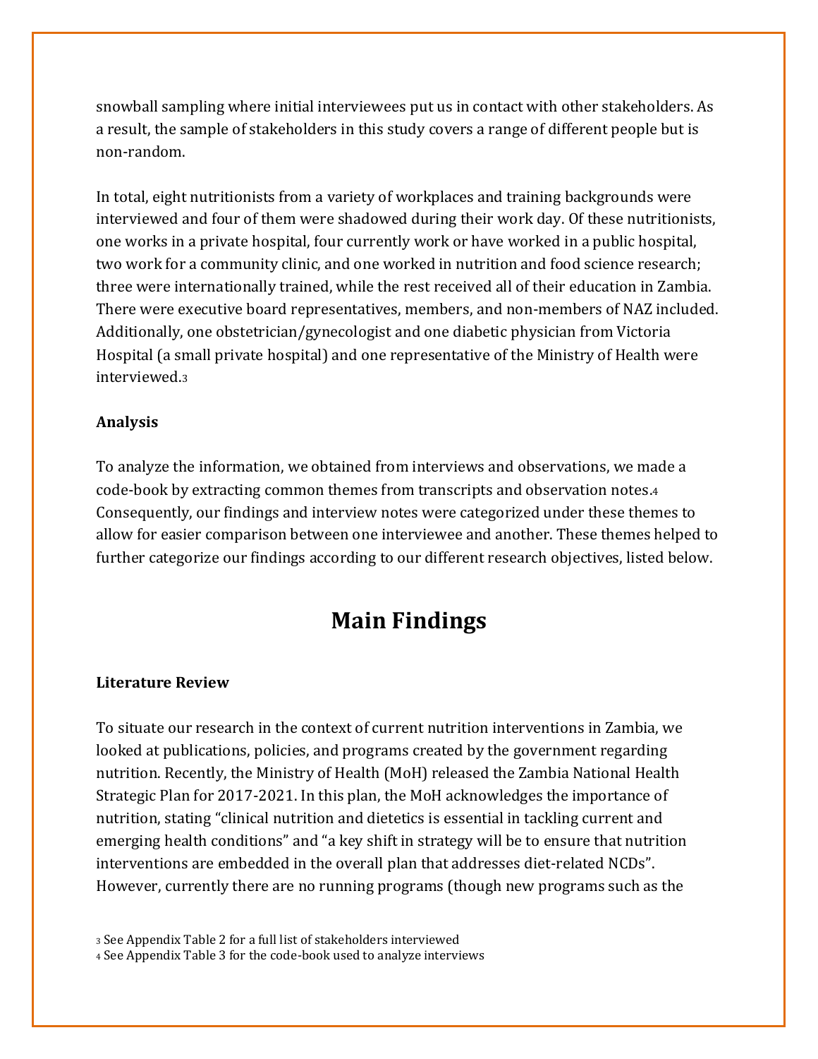snowball sampling where initial interviewees put us in contact with other stakeholders. As a result, the sample of stakeholders in this study covers a range of different people but is non-random.

In total, eight nutritionists from a variety of workplaces and training backgrounds were interviewed and four of them were shadowed during their work day. Of these nutritionists, one works in a private hospital, four currently work or have worked in a public hospital, two work for a community clinic, and one worked in nutrition and food science research; three were internationally trained, while the rest received all of their education in Zambia. There were executive board representatives, members, and non-members of NAZ included. Additionally, one obstetrician/gynecologist and one diabetic physician from Victoria Hospital (a small private hospital) and one representative of the Ministry of Health were interviewed.[3]

**Analysis**

To analyze the information, we obtained from interviews and observations, we made a code-book by extracting common themes from transcripts and observation notes.[4] Consequently, our findings and interview notes were categorized under these themes to allow for easier comparison between one interviewee and another. These themes helped to further categorize our findings according to our different research objectives, listed below.

# Main Findings

**Literature Review**

To situate our research in the context of current nutrition interventions in Zambia, we looked at publications, policies, and programs created by the government regarding nutrition. Recently, the Ministry of Health (MoH) released the Zambia National Health Strategic Plan for 2017-2021. In this plan, the MoH acknowledges the importance of nutrition, stating "clinical nutrition and dietetics is essential in tackling current and emerging health conditions" and "a key shift in strategy will be to ensure that nutrition interventions are embedded in the overall plan that addresses diet-related NCDs". However, currently there are no running programs (though new programs such as the

[3] See Appendix Table 2 for a full list of stakeholders interviewed

[4] See Appendix Table 3 for the code-book used to analyze interviews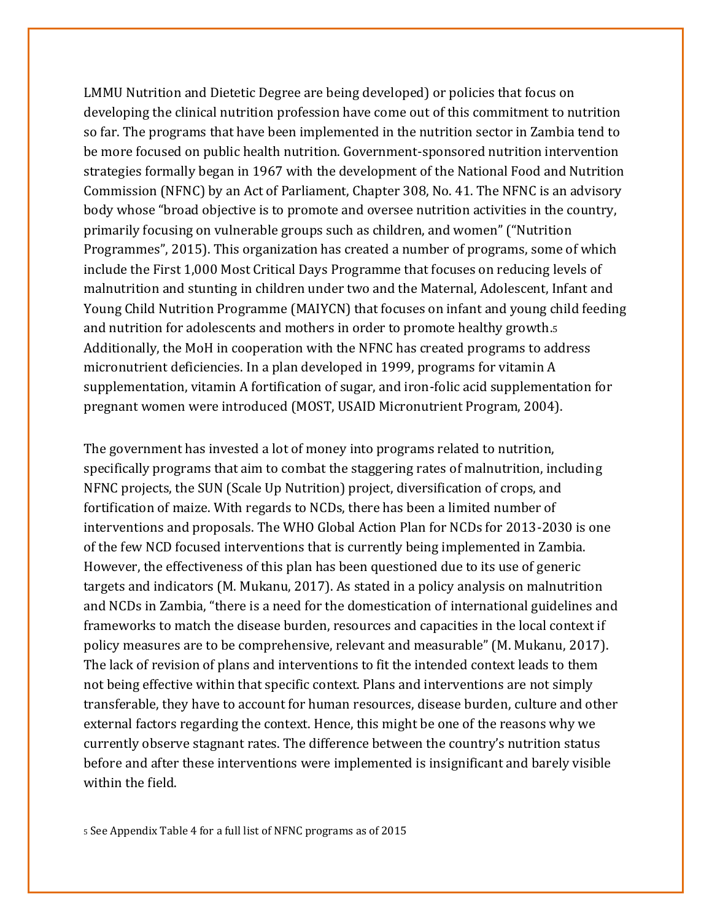LMMU Nutrition and Dietetic Degree are being developed) or policies that focus on developing the clinical nutrition profession have come out of this commitment to nutrition so far. The programs that have been implemented in the nutrition sector in Zambia tend to be more focused on public health nutrition. Government-sponsored nutrition intervention strategies formally began in 1967 with the development of the National Food and Nutrition Commission (NFNC) by an Act of Parliament, Chapter 308, No. 41. The NFNC is an advisory body whose "broad objective is to promote and oversee nutrition activities in the country, primarily focusing on vulnerable groups such as children, and women" ("Nutrition Programmes", 2015). This organization has created a number of programs, some of which include the First 1,000 Most Critical Days Programme that focuses on reducing levels of malnutrition and stunting in children under two and the Maternal, Adolescent, Infant and Young Child Nutrition Programme (MAIYCN) that focuses on infant and young child feeding and nutrition for adolescents and mothers in order to promote healthy growth.[5] Additionally, the MoH in cooperation with the NFNC has created programs to address micronutrient deficiencies. In a plan developed in 1999, programs for vitamin A supplementation, vitamin A fortification of sugar, and iron-folic acid supplementation for pregnant women were introduced (MOST, USAID Micronutrient Program, 2004).

The government has invested a lot of money into programs related to nutrition, specifically programs that aim to combat the staggering rates of malnutrition, including NFNC projects, the SUN (Scale Up Nutrition) project, diversification of crops, and fortification of maize. With regards to NCDs, there has been a limited number of interventions and proposals. The WHO Global Action Plan for NCDs for 2013-2030 is one of the few NCD focused interventions that is currently being implemented in Zambia. However, the effectiveness of this plan has been questioned due to its use of generic targets and indicators (M. Mukanu, 2017). As stated in a policy analysis on malnutrition and NCDs in Zambia, "there is a need for the domestication of international guidelines and frameworks to match the disease burden, resources and capacities in the local context if policy measures are to be comprehensive, relevant and measurable" (M. Mukanu, 2017). The lack of revision of plans and interventions to fit the intended context leads to them not being effective within that specific context. Plans and interventions are not simply transferable, they have to account for human resources, disease burden, culture and other external factors regarding the context. Hence, this might be one of the reasons why we currently observe stagnant rates. The difference between the country's nutrition status before and after these interventions were implemented is insignificant and barely visible within the field.

[5] See Appendix Table 4 for a full list of NFNC programs as of 2015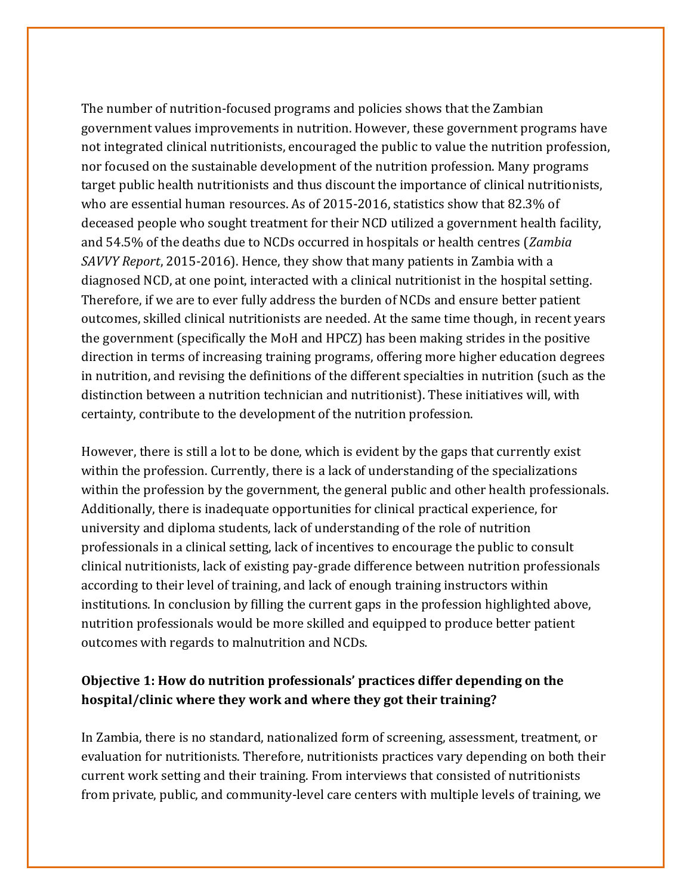The number of nutrition-focused programs and policies shows that the Zambian government values improvements in nutrition. However, these government programs have not integrated clinical nutritionists, encouraged the public to value the nutrition profession, nor focused on the sustainable development of the nutrition profession. Many programs target public health nutritionists and thus discount the importance of clinical nutritionists, who are essential human resources. As of 2015-2016, statistics show that 82.3% of deceased people who sought treatment for their NCD utilized a government health facility, and 54.5% of the deaths due to NCDs occurred in hospitals or health centres (*Zambia SAVVY Report*, 2015-2016). Hence, they show that many patients in Zambia with a diagnosed NCD, at one point, interacted with a clinical nutritionist in the hospital setting. Therefore, if we are to ever fully address the burden of NCDs and ensure better patient outcomes, skilled clinical nutritionists are needed. At the same time though, in recent years the government (specifically the MoH and HPCZ) has been making strides in the positive direction in terms of increasing training programs, offering more higher education degrees in nutrition, and revising the definitions of the different specialties in nutrition (such as the distinction between a nutrition technician and nutritionist). These initiatives will, with certainty, contribute to the development of the nutrition profession.

However, there is still a lot to be done, which is evident by the gaps that currently exist within the profession. Currently, there is a lack of understanding of the specializations within the profession by the government, the general public and other health professionals. Additionally, there is inadequate opportunities for clinical practical experience, for university and diploma students, lack of understanding of the role of nutrition professionals in a clinical setting, lack of incentives to encourage the public to consult clinical nutritionists, lack of existing pay-grade difference between nutrition professionals according to their level of training, and lack of enough training instructors within institutions. In conclusion by filling the current gaps in the profession highlighted above, nutrition professionals would be more skilled and equipped to produce better patient outcomes with regards to malnutrition and NCDs.

### Objective 1: How do nutrition professionals' practices differ depending on the hospital/clinic where they work and where they got their training?

In Zambia, there is no standard, nationalized form of screening, assessment, treatment, or evaluation for nutritionists. Therefore, nutritionists practices vary depending on both their current work setting and their training. From interviews that consisted of nutritionists from private, public, and community-level care centers with multiple levels of training, we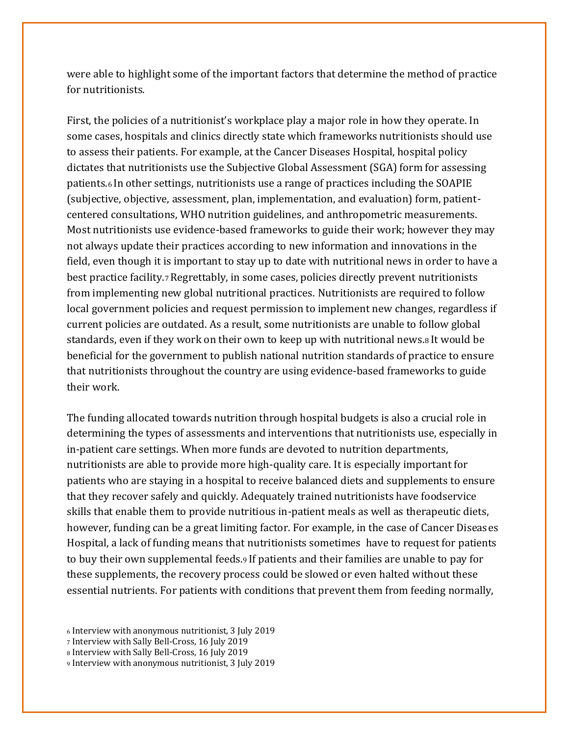were able to highlight some of the important factors that determine the method of practice for nutritionists.

First, the policies of a nutritionist's workplace play a major role in how they operate. In some cases, hospitals and clinics directly state which frameworks nutritionists should use to assess their patients. For example, at the Cancer Diseases Hospital, hospital policy dictates that nutritionists use the Subjective Global Assessment (SGA) form for assessing patients.[6] In other settings, nutritionists use a range of practices including the SOAPIE (subjective, objective, assessment, plan, implementation, and evaluation) form, patient-centered consultations, WHO nutrition guidelines, and anthropometric measurements. Most nutritionists use evidence-based frameworks to guide their work; however they may not always update their practices according to new information and innovations in the field, even though it is important to stay up to date with nutritional news in order to have a best practice facility.[7] Regrettably, in some cases, policies directly prevent nutritionists from implementing new global nutritional practices. Nutritionists are required to follow local government policies and request permission to implement new changes, regardless if current policies are outdated. As a result, some nutritionists are unable to follow global standards, even if they work on their own to keep up with nutritional news.[8] It would be beneficial for the government to publish national nutrition standards of practice to ensure that nutritionists throughout the country are using evidence-based frameworks to guide their work.

The funding allocated towards nutrition through hospital budgets is also a crucial role in determining the types of assessments and interventions that nutritionists use, especially in in-patient care settings. When more funds are devoted to nutrition departments, nutritionists are able to provide more high-quality care. It is especially important for patients who are staying in a hospital to receive balanced diets and supplements to ensure that they recover safely and quickly. Adequately trained nutritionists have foodservice skills that enable them to provide nutritious in-patient meals as well as therapeutic diets, however, funding can be a great limiting factor. For example, in the case of Cancer Diseases Hospital, a lack of funding means that nutritionists sometimes have to request for patients to buy their own supplemental feeds.[9] If patients and their families are unable to pay for these supplements, the recovery process could be slowed or even halted without these essential nutrients. For patients with conditions that prevent them from feeding normally,

[6] Interview with anonymous nutritionist, 3 July 2019
[7] Interview with Sally Bell-Cross, 16 July 2019
[8] Interview with Sally Bell-Cross, 16 July 2019
[9] Interview with anonymous nutritionist, 3 July 2019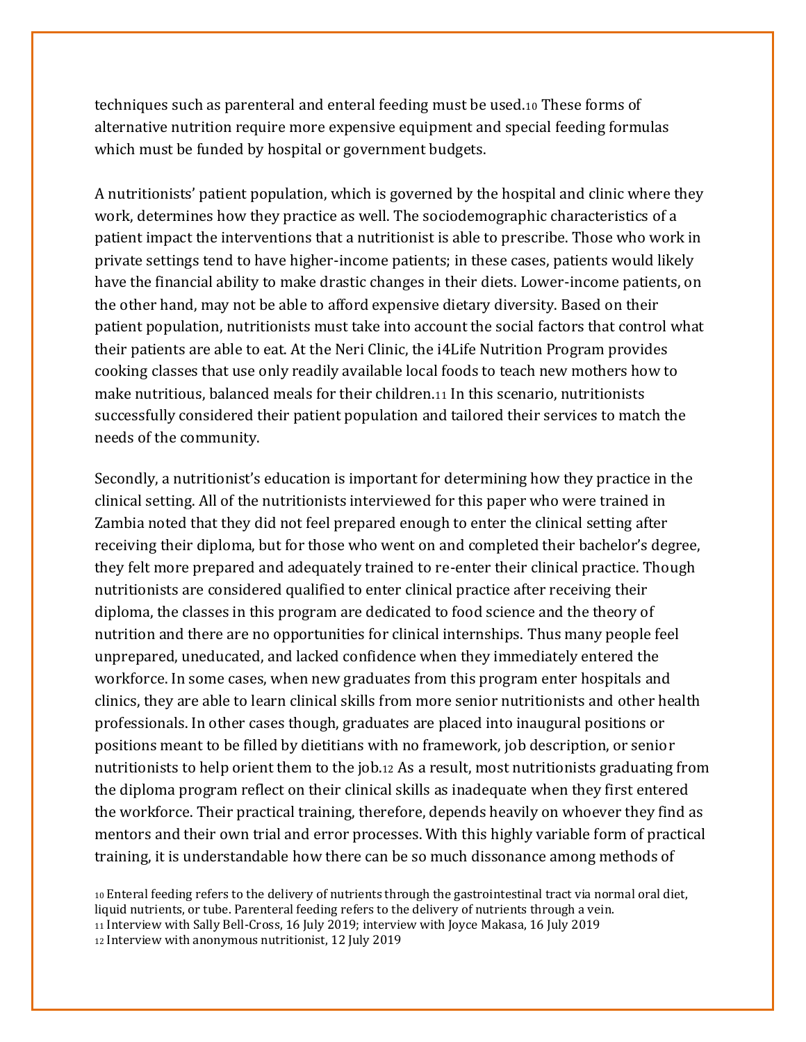techniques such as parenteral and enteral feeding must be used.[10] These forms of alternative nutrition require more expensive equipment and special feeding formulas which must be funded by hospital or government budgets.

A nutritionists' patient population, which is governed by the hospital and clinic where they work, determines how they practice as well. The sociodemographic characteristics of a patient impact the interventions that a nutritionist is able to prescribe. Those who work in private settings tend to have higher-income patients; in these cases, patients would likely have the financial ability to make drastic changes in their diets. Lower-income patients, on the other hand, may not be able to afford expensive dietary diversity. Based on their patient population, nutritionists must take into account the social factors that control what their patients are able to eat. At the Neri Clinic, the i4Life Nutrition Program provides cooking classes that use only readily available local foods to teach new mothers how to make nutritious, balanced meals for their children.[11] In this scenario, nutritionists successfully considered their patient population and tailored their services to match the needs of the community.

Secondly, a nutritionist's education is important for determining how they practice in the clinical setting. All of the nutritionists interviewed for this paper who were trained in Zambia noted that they did not feel prepared enough to enter the clinical setting after receiving their diploma, but for those who went on and completed their bachelor's degree, they felt more prepared and adequately trained to re-enter their clinical practice. Though nutritionists are considered qualified to enter clinical practice after receiving their diploma, the classes in this program are dedicated to food science and the theory of nutrition and there are no opportunities for clinical internships. Thus many people feel unprepared, uneducated, and lacked confidence when they immediately entered the workforce. In some cases, when new graduates from this program enter hospitals and clinics, they are able to learn clinical skills from more senior nutritionists and other health professionals. In other cases though, graduates are placed into inaugural positions or positions meant to be filled by dietitians with no framework, job description, or senior nutritionists to help orient them to the job.[12] As a result, most nutritionists graduating from the diploma program reflect on their clinical skills as inadequate when they first entered the workforce. Their practical training, therefore, depends heavily on whoever they find as mentors and their own trial and error processes. With this highly variable form of practical training, it is understandable how there can be so much dissonance among methods of

[10] Enteral feeding refers to the delivery of nutrients through the gastrointestinal tract via normal oral diet, liquid nutrients, or tube. Parenteral feeding refers to the delivery of nutrients through a vein.
[11] Interview with Sally Bell-Cross, 16 July 2019; interview with Joyce Makasa, 16 July 2019
[12] Interview with anonymous nutritionist, 12 July 2019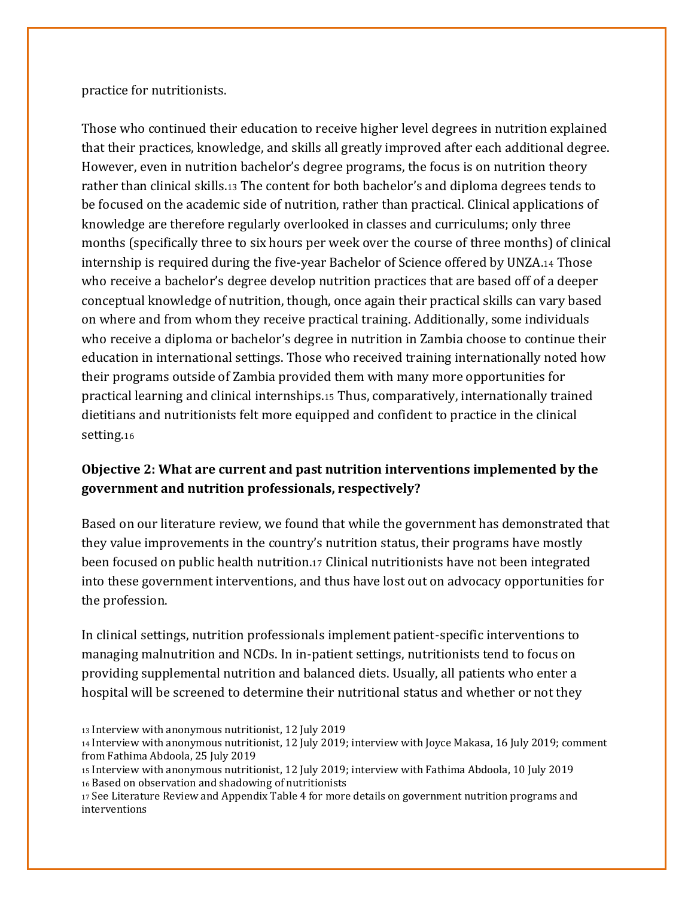practice for nutritionists.

Those who continued their education to receive higher level degrees in nutrition explained that their practices, knowledge, and skills all greatly improved after each additional degree. However, even in nutrition bachelor's degree programs, the focus is on nutrition theory rather than clinical skills.[13] The content for both bachelor's and diploma degrees tends to be focused on the academic side of nutrition, rather than practical. Clinical applications of knowledge are therefore regularly overlooked in classes and curriculums; only three months (specifically three to six hours per week over the course of three months) of clinical internship is required during the five-year Bachelor of Science offered by UNZA.[14] Those who receive a bachelor's degree develop nutrition practices that are based off of a deeper conceptual knowledge of nutrition, though, once again their practical skills can vary based on where and from whom they receive practical training. Additionally, some individuals who receive a diploma or bachelor's degree in nutrition in Zambia choose to continue their education in international settings. Those who received training internationally noted how their programs outside of Zambia provided them with many more opportunities for practical learning and clinical internships.[15] Thus, comparatively, internationally trained dietitians and nutritionists felt more equipped and confident to practice in the clinical setting.[16]

**Objective 2: What are current and past nutrition interventions implemented by the government and nutrition professionals, respectively?**

Based on our literature review, we found that while the government has demonstrated that they value improvements in the country's nutrition status, their programs have mostly been focused on public health nutrition.[17] Clinical nutritionists have not been integrated into these government interventions, and thus have lost out on advocacy opportunities for the profession.

In clinical settings, nutrition professionals implement patient-specific interventions to managing malnutrition and NCDs. In in-patient settings, nutritionists tend to focus on providing supplemental nutrition and balanced diets. Usually, all patients who enter a hospital will be screened to determine their nutritional status and whether or not they

[13] Interview with anonymous nutritionist, 12 July 2019

[14] Interview with anonymous nutritionist, 12 July 2019; interview with Joyce Makasa, 16 July 2019; comment from Fathima Abdoola, 25 July 2019

[15] Interview with anonymous nutritionist, 12 July 2019; interview with Fathima Abdoola, 10 July 2019

[16] Based on observation and shadowing of nutritionists

[17] See Literature Review and Appendix Table 4 for more details on government nutrition programs and interventions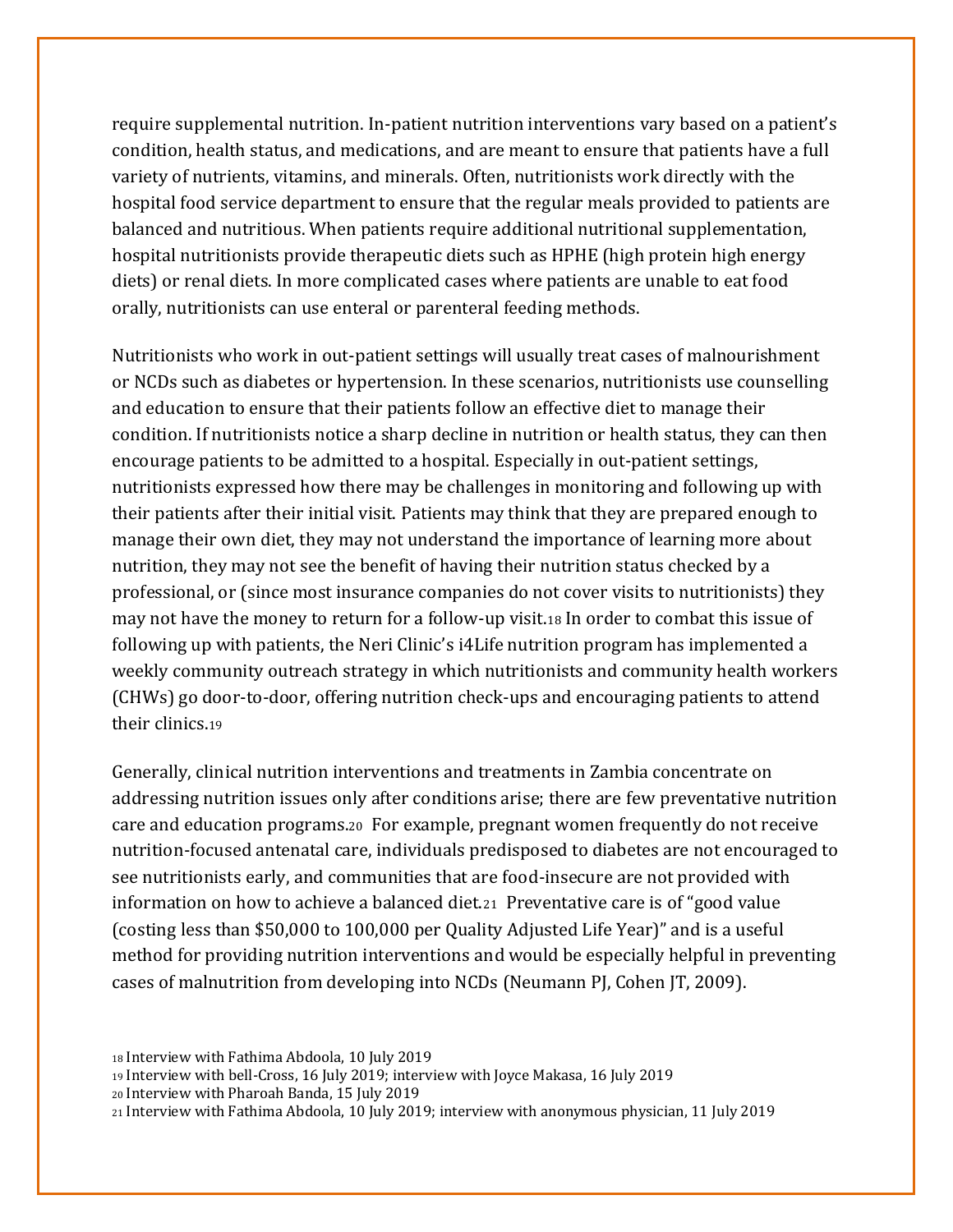require supplemental nutrition. In-patient nutrition interventions vary based on a patient's condition, health status, and medications, and are meant to ensure that patients have a full variety of nutrients, vitamins, and minerals. Often, nutritionists work directly with the hospital food service department to ensure that the regular meals provided to patients are balanced and nutritious. When patients require additional nutritional supplementation, hospital nutritionists provide therapeutic diets such as HPHE (high protein high energy diets) or renal diets. In more complicated cases where patients are unable to eat food orally, nutritionists can use enteral or parenteral feeding methods.

Nutritionists who work in out-patient settings will usually treat cases of malnourishment or NCDs such as diabetes or hypertension. In these scenarios, nutritionists use counselling and education to ensure that their patients follow an effective diet to manage their condition. If nutritionists notice a sharp decline in nutrition or health status, they can then encourage patients to be admitted to a hospital. Especially in out-patient settings, nutritionists expressed how there may be challenges in monitoring and following up with their patients after their initial visit. Patients may think that they are prepared enough to manage their own diet, they may not understand the importance of learning more about nutrition, they may not see the benefit of having their nutrition status checked by a professional, or (since most insurance companies do not cover visits to nutritionists) they may not have the money to return for a follow-up visit.[18] In order to combat this issue of following up with patients, the Neri Clinic's i4Life nutrition program has implemented a weekly community outreach strategy in which nutritionists and community health workers (CHWs) go door-to-door, offering nutrition check-ups and encouraging patients to attend their clinics.[19]

Generally, clinical nutrition interventions and treatments in Zambia concentrate on addressing nutrition issues only after conditions arise; there are few preventative nutrition care and education programs.[20] For example, pregnant women frequently do not receive nutrition-focused antenatal care, individuals predisposed to diabetes are not encouraged to see nutritionists early, and communities that are food-insecure are not provided with information on how to achieve a balanced diet.[21] Preventative care is of "good value (costing less than $50,000 to 100,000 per Quality Adjusted Life Year)" and is a useful method for providing nutrition interventions and would be especially helpful in preventing cases of malnutrition from developing into NCDs (Neumann PJ, Cohen JT, 2009).

[18] Interview with Fathima Abdoola, 10 July 2019

[19] Interview with bell-Cross, 16 July 2019; interview with Joyce Makasa, 16 July 2019

[20] Interview with Pharoah Banda, 15 July 2019

[21] Interview with Fathima Abdoola, 10 July 2019; interview with anonymous physician, 11 July 2019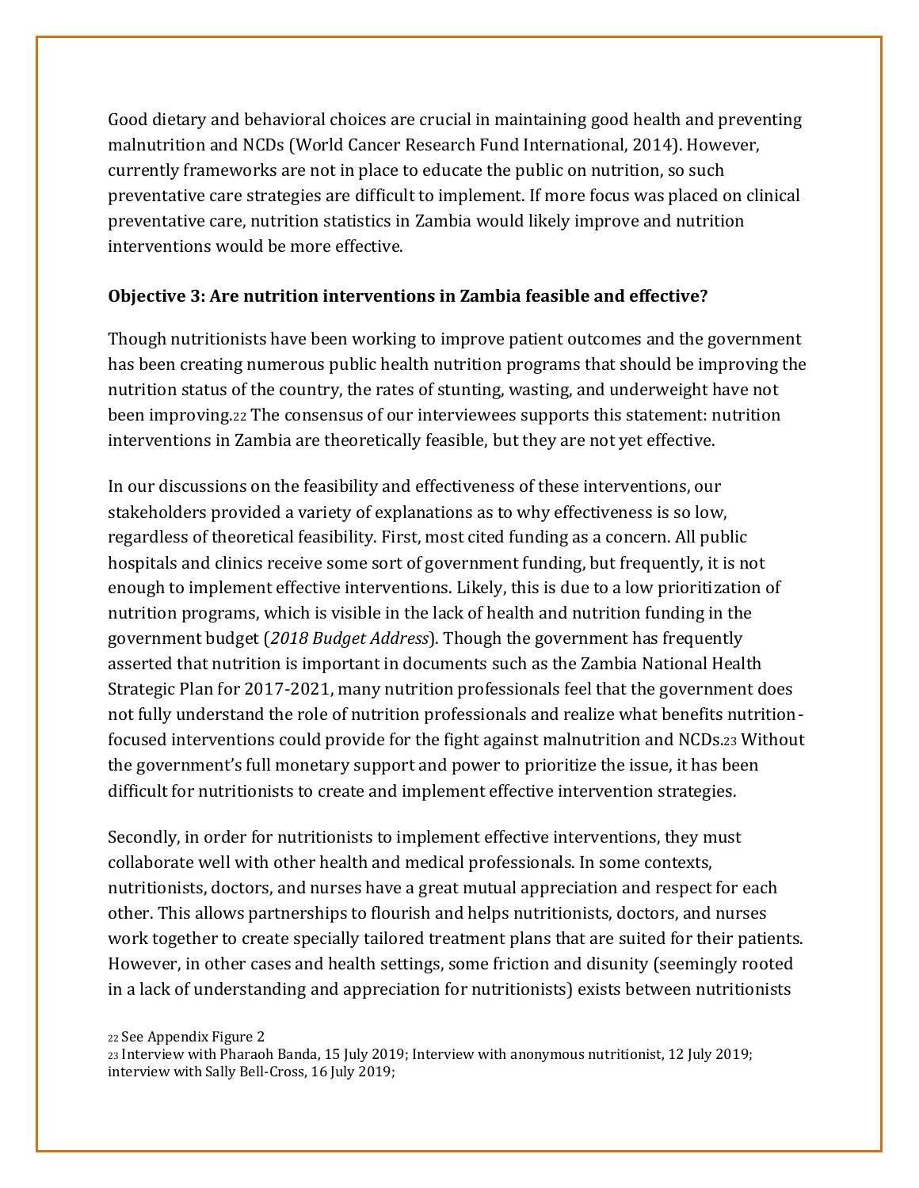Good dietary and behavioral choices are crucial in maintaining good health and preventing malnutrition and NCDs (World Cancer Research Fund International, 2014). However, currently frameworks are not in place to educate the public on nutrition, so such preventative care strategies are difficult to implement. If more focus was placed on clinical preventative care, nutrition statistics in Zambia would likely improve and nutrition interventions would be more effective.

**Objective 3: Are nutrition interventions in Zambia feasible and effective?**

Though nutritionists have been working to improve patient outcomes and the government has been creating numerous public health nutrition programs that should be improving the nutrition status of the country, the rates of stunting, wasting, and underweight have not been improving.[22] The consensus of our interviewees supports this statement: nutrition interventions in Zambia are theoretically feasible, but they are not yet effective.

In our discussions on the feasibility and effectiveness of these interventions, our stakeholders provided a variety of explanations as to why effectiveness is so low, regardless of theoretical feasibility. First, most cited funding as a concern. All public hospitals and clinics receive some sort of government funding, but frequently, it is not enough to implement effective interventions. Likely, this is due to a low prioritization of nutrition programs, which is visible in the lack of health and nutrition funding in the government budget (*2018 Budget Address*). Though the government has frequently asserted that nutrition is important in documents such as the Zambia National Health Strategic Plan for 2017-2021, many nutrition professionals feel that the government does not fully understand the role of nutrition professionals and realize what benefits nutrition-focused interventions could provide for the fight against malnutrition and NCDs.[23] Without the government's full monetary support and power to prioritize the issue, it has been difficult for nutritionists to create and implement effective intervention strategies.

Secondly, in order for nutritionists to implement effective interventions, they must collaborate well with other health and medical professionals. In some contexts, nutritionists, doctors, and nurses have a great mutual appreciation and respect for each other. This allows partnerships to flourish and helps nutritionists, doctors, and nurses work together to create specially tailored treatment plans that are suited for their patients. However, in other cases and health settings, some friction and disunity (seemingly rooted in a lack of understanding and appreciation for nutritionists) exists between nutritionists

[22] See Appendix Figure 2

[23] Interview with Pharaoh Banda, 15 July 2019; Interview with anonymous nutritionist, 12 July 2019; interview with Sally Bell-Cross, 16 July 2019;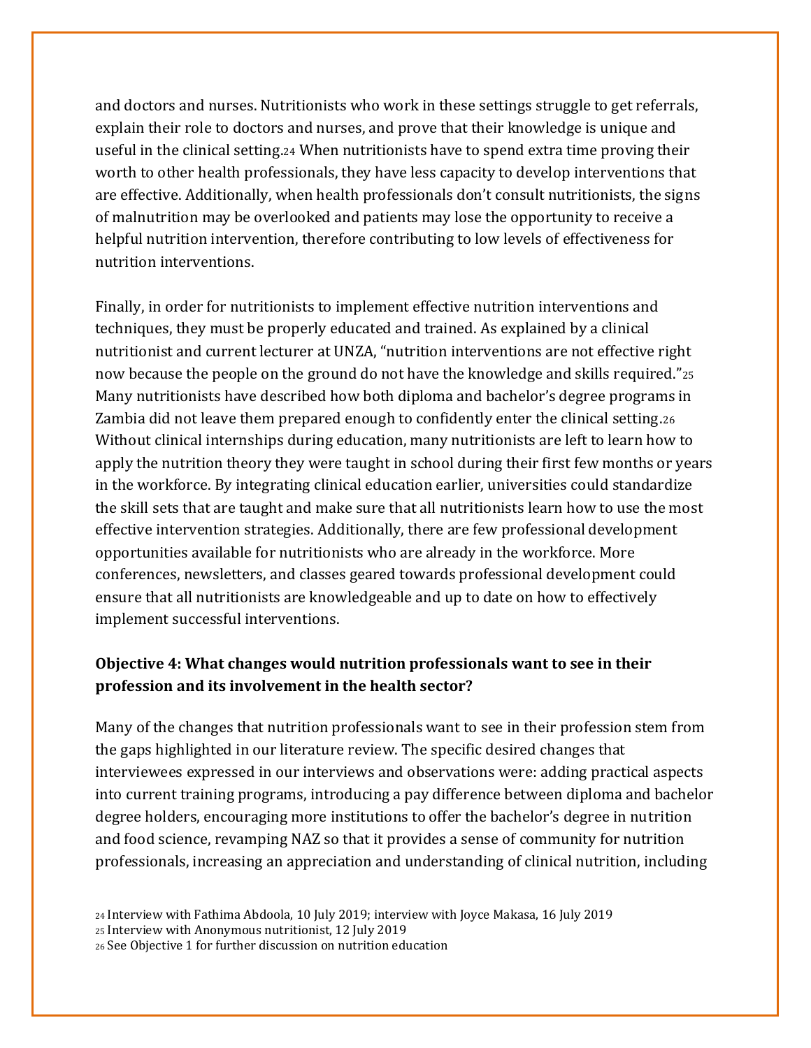and doctors and nurses. Nutritionists who work in these settings struggle to get referrals, explain their role to doctors and nurses, and prove that their knowledge is unique and useful in the clinical setting.[24] When nutritionists have to spend extra time proving their worth to other health professionals, they have less capacity to develop interventions that are effective. Additionally, when health professionals don't consult nutritionists, the signs of malnutrition may be overlooked and patients may lose the opportunity to receive a helpful nutrition intervention, therefore contributing to low levels of effectiveness for nutrition interventions.

Finally, in order for nutritionists to implement effective nutrition interventions and techniques, they must be properly educated and trained. As explained by a clinical nutritionist and current lecturer at UNZA, "nutrition interventions are not effective right now because the people on the ground do not have the knowledge and skills required."[25] Many nutritionists have described how both diploma and bachelor's degree programs in Zambia did not leave them prepared enough to confidently enter the clinical setting.[26] Without clinical internships during education, many nutritionists are left to learn how to apply the nutrition theory they were taught in school during their first few months or years in the workforce. By integrating clinical education earlier, universities could standardize the skill sets that are taught and make sure that all nutritionists learn how to use the most effective intervention strategies. Additionally, there are few professional development opportunities available for nutritionists who are already in the workforce. More conferences, newsletters, and classes geared towards professional development could ensure that all nutritionists are knowledgeable and up to date on how to effectively implement successful interventions.

**Objective 4: What changes would nutrition professionals want to see in their profession and its involvement in the health sector?**

Many of the changes that nutrition professionals want to see in their profession stem from the gaps highlighted in our literature review. The specific desired changes that interviewees expressed in our interviews and observations were: adding practical aspects into current training programs, introducing a pay difference between diploma and bachelor degree holders, encouraging more institutions to offer the bachelor's degree in nutrition and food science, revamping NAZ so that it provides a sense of community for nutrition professionals, increasing an appreciation and understanding of clinical nutrition, including

[24] Interview with Fathima Abdoola, 10 July 2019; interview with Joyce Makasa, 16 July 2019
[25] Interview with Anonymous nutritionist, 12 July 2019
[26] See Objective 1 for further discussion on nutrition education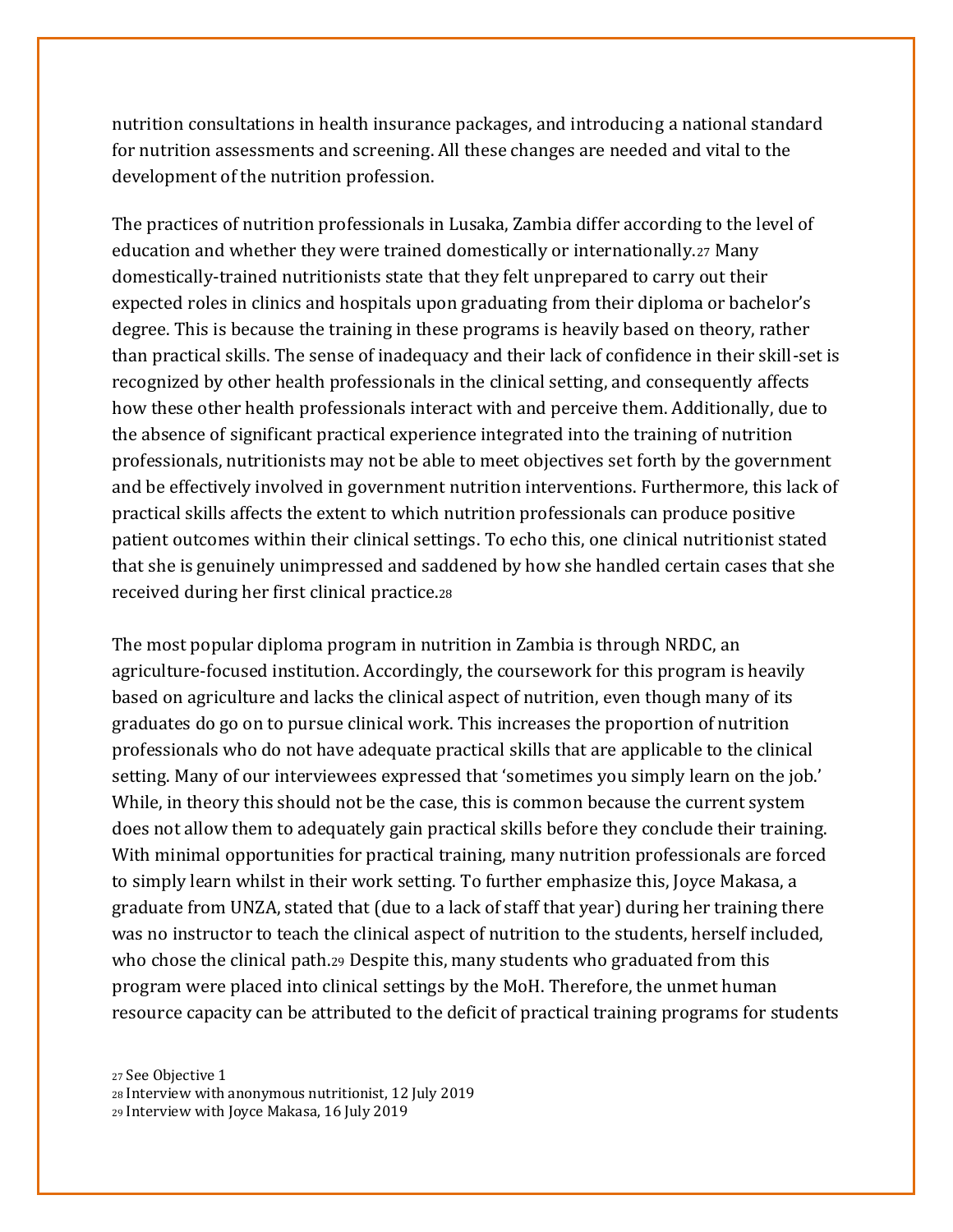nutrition consultations in health insurance packages, and introducing a national standard for nutrition assessments and screening. All these changes are needed and vital to the development of the nutrition profession.

The practices of nutrition professionals in Lusaka, Zambia differ according to the level of education and whether they were trained domestically or internationally.[27] Many domestically-trained nutritionists state that they felt unprepared to carry out their expected roles in clinics and hospitals upon graduating from their diploma or bachelor's degree. This is because the training in these programs is heavily based on theory, rather than practical skills. The sense of inadequacy and their lack of confidence in their skill-set is recognized by other health professionals in the clinical setting, and consequently affects how these other health professionals interact with and perceive them. Additionally, due to the absence of significant practical experience integrated into the training of nutrition professionals, nutritionists may not be able to meet objectives set forth by the government and be effectively involved in government nutrition interventions. Furthermore, this lack of practical skills affects the extent to which nutrition professionals can produce positive patient outcomes within their clinical settings. To echo this, one clinical nutritionist stated that she is genuinely unimpressed and saddened by how she handled certain cases that she received during her first clinical practice.[28]

The most popular diploma program in nutrition in Zambia is through NRDC, an agriculture-focused institution. Accordingly, the coursework for this program is heavily based on agriculture and lacks the clinical aspect of nutrition, even though many of its graduates do go on to pursue clinical work. This increases the proportion of nutrition professionals who do not have adequate practical skills that are applicable to the clinical setting. Many of our interviewees expressed that 'sometimes you simply learn on the job.' While, in theory this should not be the case, this is common because the current system does not allow them to adequately gain practical skills before they conclude their training. With minimal opportunities for practical training, many nutrition professionals are forced to simply learn whilst in their work setting. To further emphasize this, Joyce Makasa, a graduate from UNZA, stated that (due to a lack of staff that year) during her training there was no instructor to teach the clinical aspect of nutrition to the students, herself included, who chose the clinical path.[29] Despite this, many students who graduated from this program were placed into clinical settings by the MoH. Therefore, the unmet human resource capacity can be attributed to the deficit of practical training programs for students

[27] See Objective 1

[28] Interview with anonymous nutritionist, 12 July 2019

[29] Interview with Joyce Makasa, 16 July 2019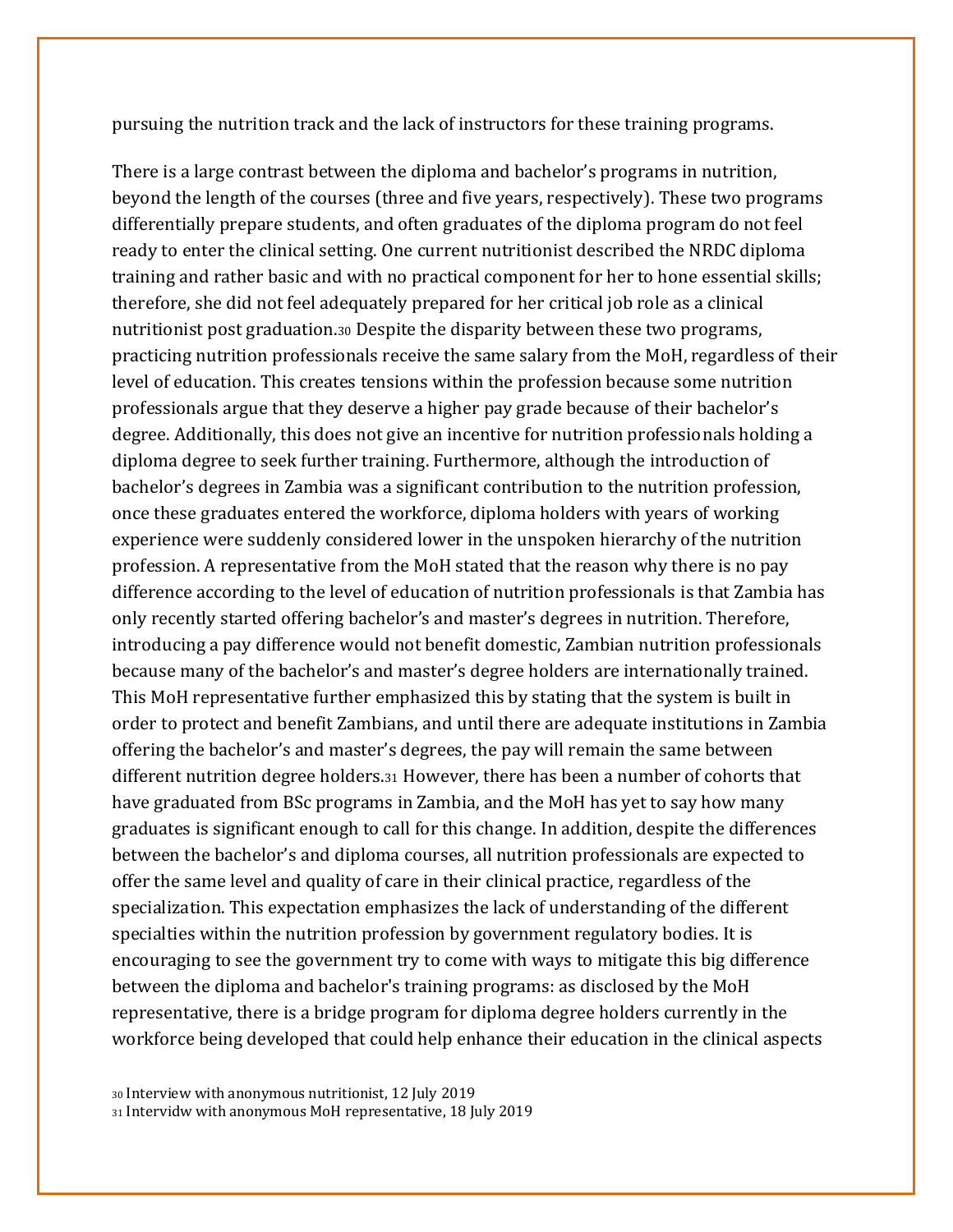pursuing the nutrition track and the lack of instructors for these training programs.

There is a large contrast between the diploma and bachelor's programs in nutrition, beyond the length of the courses (three and five years, respectively). These two programs differentially prepare students, and often graduates of the diploma program do not feel ready to enter the clinical setting. One current nutritionist described the NRDC diploma training and rather basic and with no practical component for her to hone essential skills; therefore, she did not feel adequately prepared for her critical job role as a clinical nutritionist post graduation.[30] Despite the disparity between these two programs, practicing nutrition professionals receive the same salary from the MoH, regardless of their level of education. This creates tensions within the profession because some nutrition professionals argue that they deserve a higher pay grade because of their bachelor's degree. Additionally, this does not give an incentive for nutrition professionals holding a diploma degree to seek further training. Furthermore, although the introduction of bachelor's degrees in Zambia was a significant contribution to the nutrition profession, once these graduates entered the workforce, diploma holders with years of working experience were suddenly considered lower in the unspoken hierarchy of the nutrition profession. A representative from the MoH stated that the reason why there is no pay difference according to the level of education of nutrition professionals is that Zambia has only recently started offering bachelor's and master's degrees in nutrition. Therefore, introducing a pay difference would not benefit domestic, Zambian nutrition professionals because many of the bachelor's and master's degree holders are internationally trained. This MoH representative further emphasized this by stating that the system is built in order to protect and benefit Zambians, and until there are adequate institutions in Zambia offering the bachelor's and master's degrees, the pay will remain the same between different nutrition degree holders.[31] However, there has been a number of cohorts that have graduated from BSc programs in Zambia, and the MoH has yet to say how many graduates is significant enough to call for this change. In addition, despite the differences between the bachelor's and diploma courses, all nutrition professionals are expected to offer the same level and quality of care in their clinical practice, regardless of the specialization. This expectation emphasizes the lack of understanding of the different specialties within the nutrition profession by government regulatory bodies. It is encouraging to see the government try to come with ways to mitigate this big difference between the diploma and bachelor's training programs: as disclosed by the MoH representative, there is a bridge program for diploma degree holders currently in the workforce being developed that could help enhance their education in the clinical aspects

[30] Interview with anonymous nutritionist, 12 July 2019
[31] Intervidw with anonymous MoH representative, 18 July 2019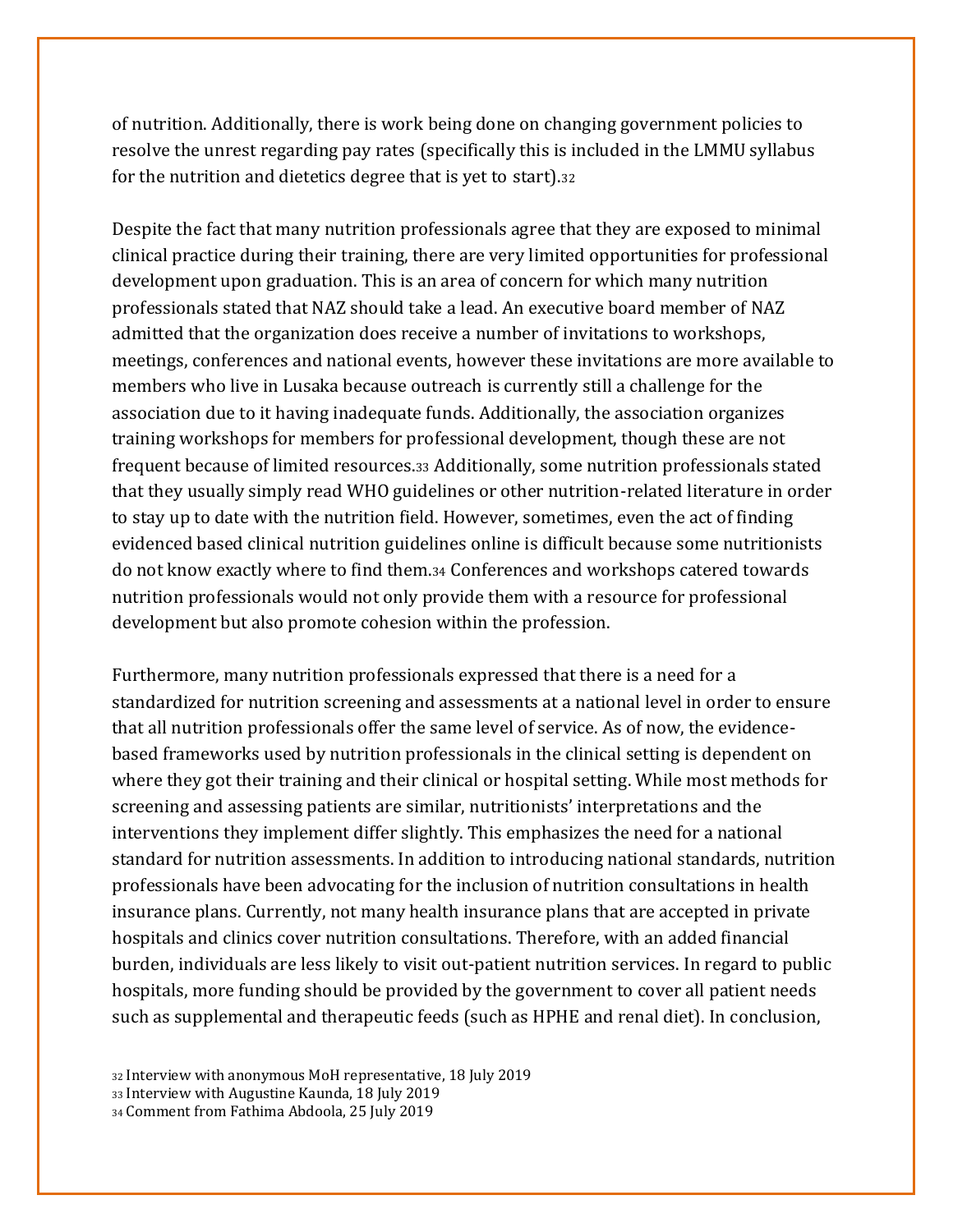of nutrition. Additionally, there is work being done on changing government policies to resolve the unrest regarding pay rates (specifically this is included in the LMMU syllabus for the nutrition and dietetics degree that is yet to start).[32]

Despite the fact that many nutrition professionals agree that they are exposed to minimal clinical practice during their training, there are very limited opportunities for professional development upon graduation. This is an area of concern for which many nutrition professionals stated that NAZ should take a lead. An executive board member of NAZ admitted that the organization does receive a number of invitations to workshops, meetings, conferences and national events, however these invitations are more available to members who live in Lusaka because outreach is currently still a challenge for the association due to it having inadequate funds. Additionally, the association organizes training workshops for members for professional development, though these are not frequent because of limited resources.[33] Additionally, some nutrition professionals stated that they usually simply read WHO guidelines or other nutrition-related literature in order to stay up to date with the nutrition field. However, sometimes, even the act of finding evidenced based clinical nutrition guidelines online is difficult because some nutritionists do not know exactly where to find them.[34] Conferences and workshops catered towards nutrition professionals would not only provide them with a resource for professional development but also promote cohesion within the profession.

Furthermore, many nutrition professionals expressed that there is a need for a standardized for nutrition screening and assessments at a national level in order to ensure that all nutrition professionals offer the same level of service. As of now, the evidence-based frameworks used by nutrition professionals in the clinical setting is dependent on where they got their training and their clinical or hospital setting. While most methods for screening and assessing patients are similar, nutritionists' interpretations and the interventions they implement differ slightly. This emphasizes the need for a national standard for nutrition assessments. In addition to introducing national standards, nutrition professionals have been advocating for the inclusion of nutrition consultations in health insurance plans. Currently, not many health insurance plans that are accepted in private hospitals and clinics cover nutrition consultations. Therefore, with an added financial burden, individuals are less likely to visit out-patient nutrition services. In regard to public hospitals, more funding should be provided by the government to cover all patient needs such as supplemental and therapeutic feeds (such as HPHE and renal diet). In conclusion,

[32] Interview with anonymous MoH representative, 18 July 2019
[33] Interview with Augustine Kaunda, 18 July 2019
[34] Comment from Fathima Abdoola, 25 July 2019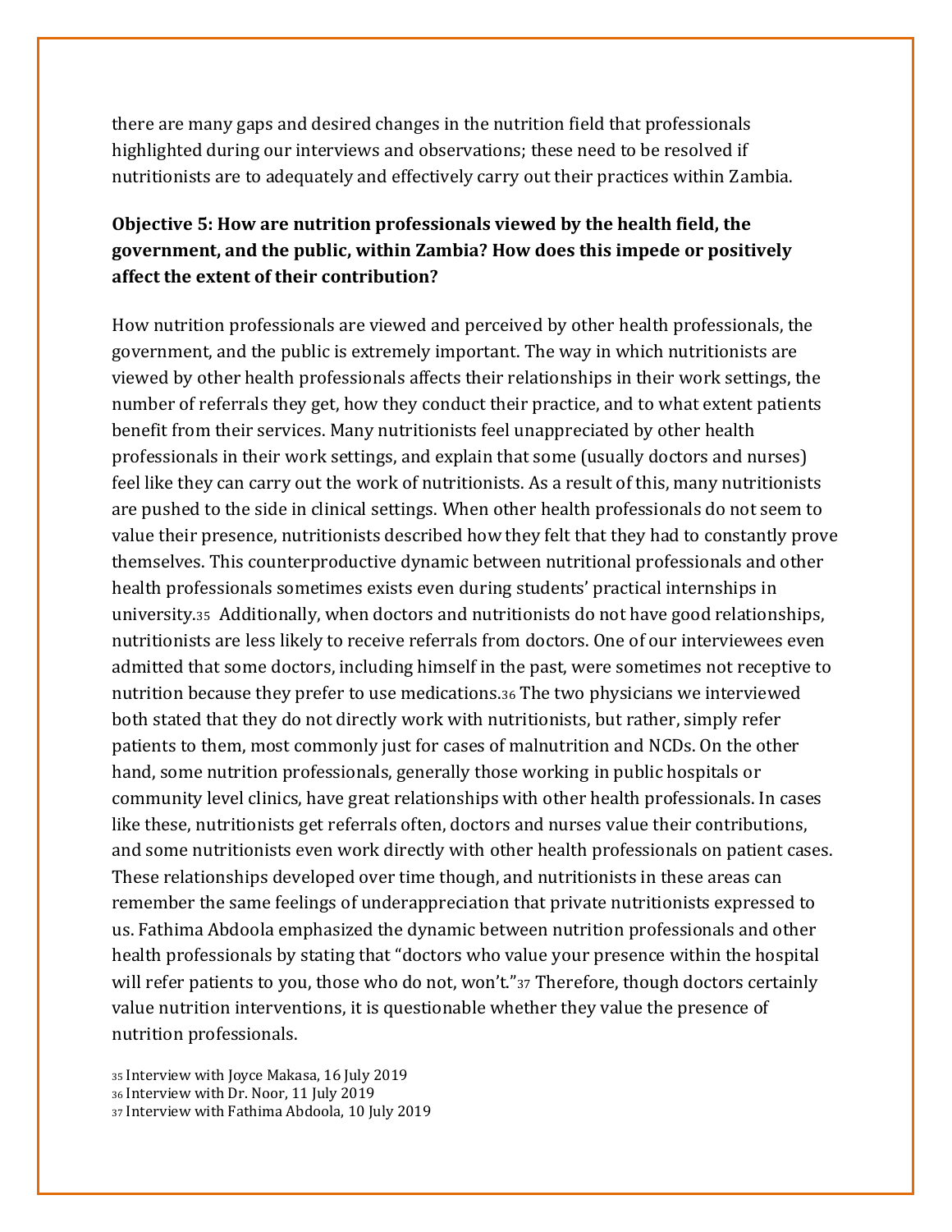there are many gaps and desired changes in the nutrition field that professionals highlighted during our interviews and observations; these need to be resolved if nutritionists are to adequately and effectively carry out their practices within Zambia.

**Objective 5: How are nutrition professionals viewed by the health field, the government, and the public, within Zambia? How does this impede or positively affect the extent of their contribution?**

How nutrition professionals are viewed and perceived by other health professionals, the government, and the public is extremely important. The way in which nutritionists are viewed by other health professionals affects their relationships in their work settings, the number of referrals they get, how they conduct their practice, and to what extent patients benefit from their services. Many nutritionists feel unappreciated by other health professionals in their work settings, and explain that some (usually doctors and nurses) feel like they can carry out the work of nutritionists. As a result of this, many nutritionists are pushed to the side in clinical settings. When other health professionals do not seem to value their presence, nutritionists described how they felt that they had to constantly prove themselves. This counterproductive dynamic between nutritional professionals and other health professionals sometimes exists even during students' practical internships in university.[35] Additionally, when doctors and nutritionists do not have good relationships, nutritionists are less likely to receive referrals from doctors. One of our interviewees even admitted that some doctors, including himself in the past, were sometimes not receptive to nutrition because they prefer to use medications.[36] The two physicians we interviewed both stated that they do not directly work with nutritionists, but rather, simply refer patients to them, most commonly just for cases of malnutrition and NCDs. On the other hand, some nutrition professionals, generally those working in public hospitals or community level clinics, have great relationships with other health professionals. In cases like these, nutritionists get referrals often, doctors and nurses value their contributions, and some nutritionists even work directly with other health professionals on patient cases. These relationships developed over time though, and nutritionists in these areas can remember the same feelings of underappreciation that private nutritionists expressed to us. Fathima Abdoola emphasized the dynamic between nutrition professionals and other health professionals by stating that "doctors who value your presence within the hospital will refer patients to you, those who do not, won't."[37] Therefore, though doctors certainly value nutrition interventions, it is questionable whether they value the presence of nutrition professionals.

[35] Interview with Joyce Makasa, 16 July 2019
[36] Interview with Dr. Noor, 11 July 2019
[37] Interview with Fathima Abdoola, 10 July 2019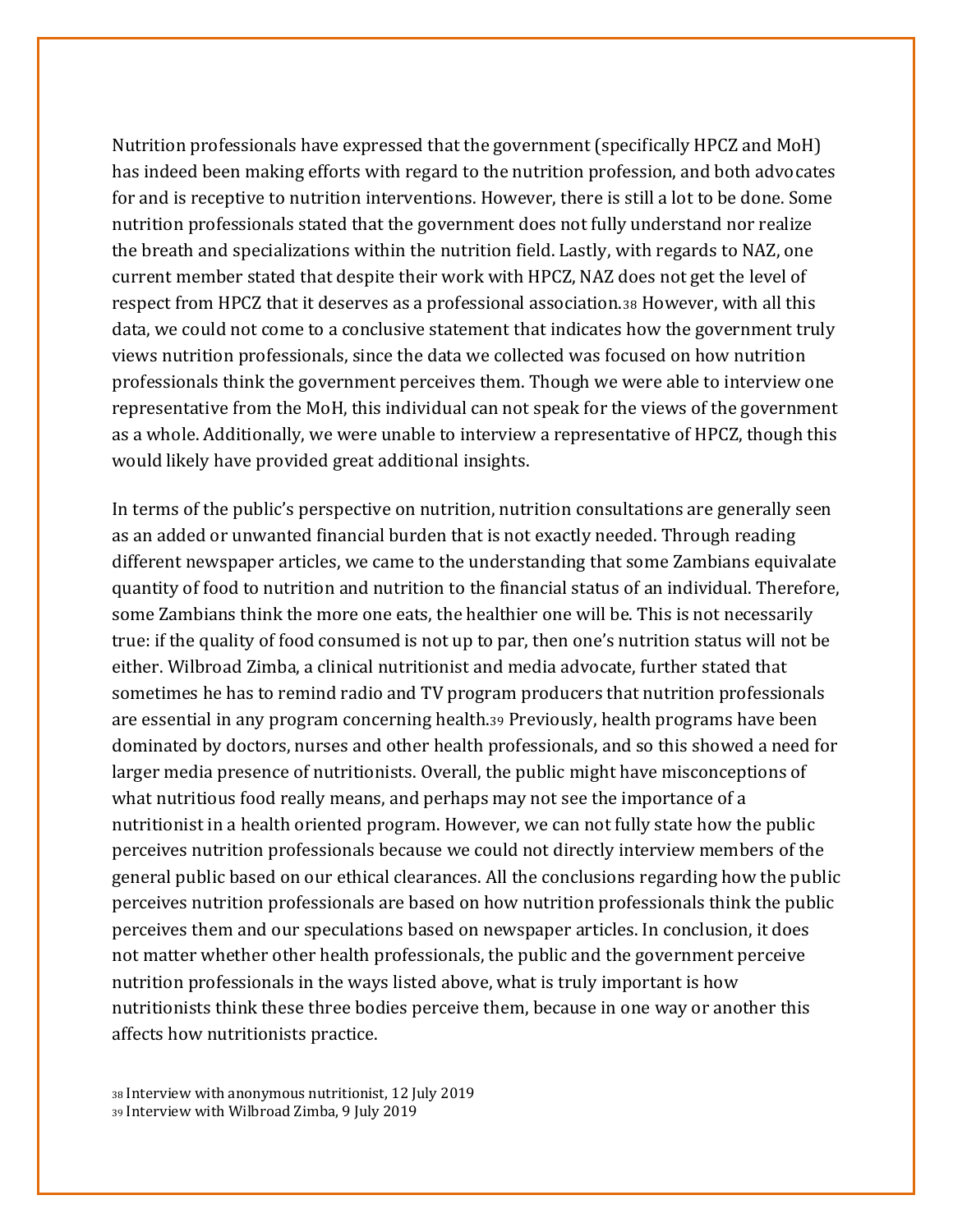Nutrition professionals have expressed that the government (specifically HPCZ and MoH) has indeed been making efforts with regard to the nutrition profession, and both advocates for and is receptive to nutrition interventions. However, there is still a lot to be done. Some nutrition professionals stated that the government does not fully understand nor realize the breath and specializations within the nutrition field. Lastly, with regards to NAZ, one current member stated that despite their work with HPCZ, NAZ does not get the level of respect from HPCZ that it deserves as a professional association.[38] However, with all this data, we could not come to a conclusive statement that indicates how the government truly views nutrition professionals, since the data we collected was focused on how nutrition professionals think the government perceives them. Though we were able to interview one representative from the MoH, this individual can not speak for the views of the government as a whole. Additionally, we were unable to interview a representative of HPCZ, though this would likely have provided great additional insights.

In terms of the public's perspective on nutrition, nutrition consultations are generally seen as an added or unwanted financial burden that is not exactly needed. Through reading different newspaper articles, we came to the understanding that some Zambians equivalate quantity of food to nutrition and nutrition to the financial status of an individual. Therefore, some Zambians think the more one eats, the healthier one will be. This is not necessarily true: if the quality of food consumed is not up to par, then one's nutrition status will not be either. Wilbroad Zimba, a clinical nutritionist and media advocate, further stated that sometimes he has to remind radio and TV program producers that nutrition professionals are essential in any program concerning health.[39] Previously, health programs have been dominated by doctors, nurses and other health professionals, and so this showed a need for larger media presence of nutritionists. Overall, the public might have misconceptions of what nutritious food really means, and perhaps may not see the importance of a nutritionist in a health oriented program. However, we can not fully state how the public perceives nutrition professionals because we could not directly interview members of the general public based on our ethical clearances. All the conclusions regarding how the public perceives nutrition professionals are based on how nutrition professionals think the public perceives them and our speculations based on newspaper articles. In conclusion, it does not matter whether other health professionals, the public and the government perceive nutrition professionals in the ways listed above, what is truly important is how nutritionists think these three bodies perceive them, because in one way or another this affects how nutritionists practice.

[38] Interview with anonymous nutritionist, 12 July 2019
[39] Interview with Wilbroad Zimba, 9 July 2019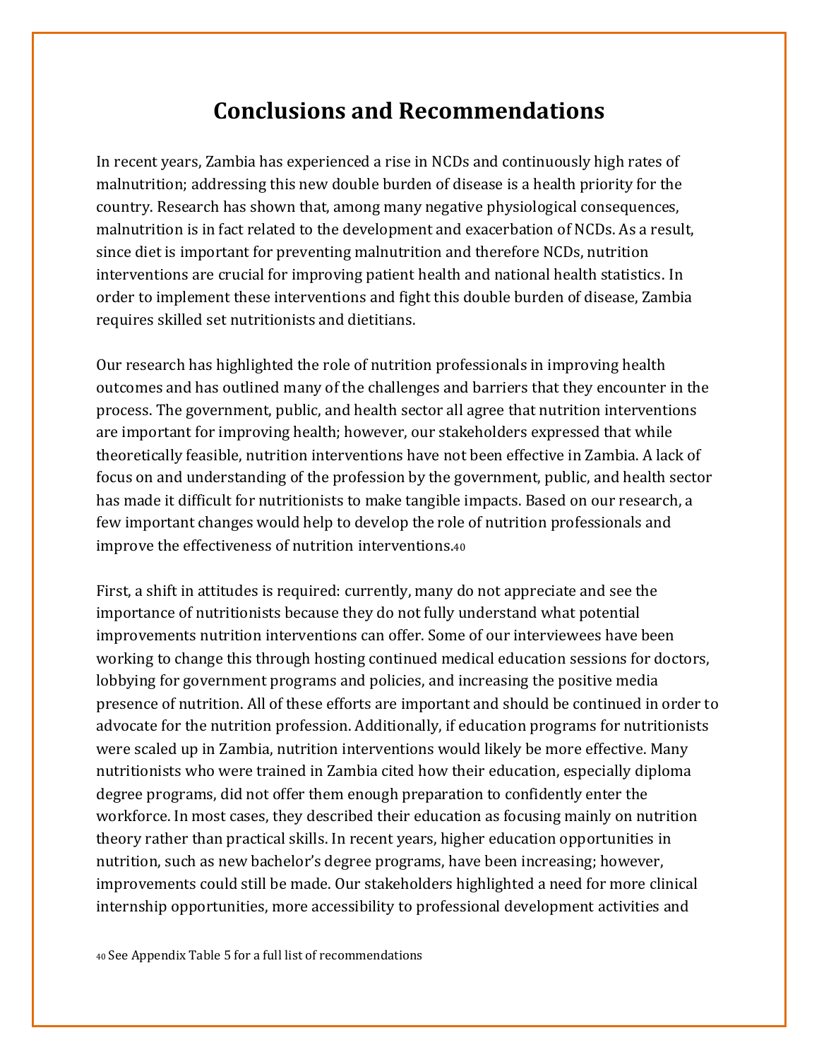# Conclusions and Recommendations

In recent years, Zambia has experienced a rise in NCDs and continuously high rates of malnutrition; addressing this new double burden of disease is a health priority for the country. Research has shown that, among many negative physiological consequences, malnutrition is in fact related to the development and exacerbation of NCDs. As a result, since diet is important for preventing malnutrition and therefore NCDs, nutrition interventions are crucial for improving patient health and national health statistics. In order to implement these interventions and fight this double burden of disease, Zambia requires skilled set nutritionists and dietitians.

Our research has highlighted the role of nutrition professionals in improving health outcomes and has outlined many of the challenges and barriers that they encounter in the process. The government, public, and health sector all agree that nutrition interventions are important for improving health; however, our stakeholders expressed that while theoretically feasible, nutrition interventions have not been effective in Zambia. A lack of focus on and understanding of the profession by the government, public, and health sector has made it difficult for nutritionists to make tangible impacts. Based on our research, a few important changes would help to develop the role of nutrition professionals and improve the effectiveness of nutrition interventions.[40]

First, a shift in attitudes is required: currently, many do not appreciate and see the importance of nutritionists because they do not fully understand what potential improvements nutrition interventions can offer. Some of our interviewees have been working to change this through hosting continued medical education sessions for doctors, lobbying for government programs and policies, and increasing the positive media presence of nutrition. All of these efforts are important and should be continued in order to advocate for the nutrition profession. Additionally, if education programs for nutritionists were scaled up in Zambia, nutrition interventions would likely be more effective. Many nutritionists who were trained in Zambia cited how their education, especially diploma degree programs, did not offer them enough preparation to confidently enter the workforce. In most cases, they described their education as focusing mainly on nutrition theory rather than practical skills. In recent years, higher education opportunities in nutrition, such as new bachelor's degree programs, have been increasing; however, improvements could still be made. Our stakeholders highlighted a need for more clinical internship opportunities, more accessibility to professional development activities and

[40] See Appendix Table 5 for a full list of recommendations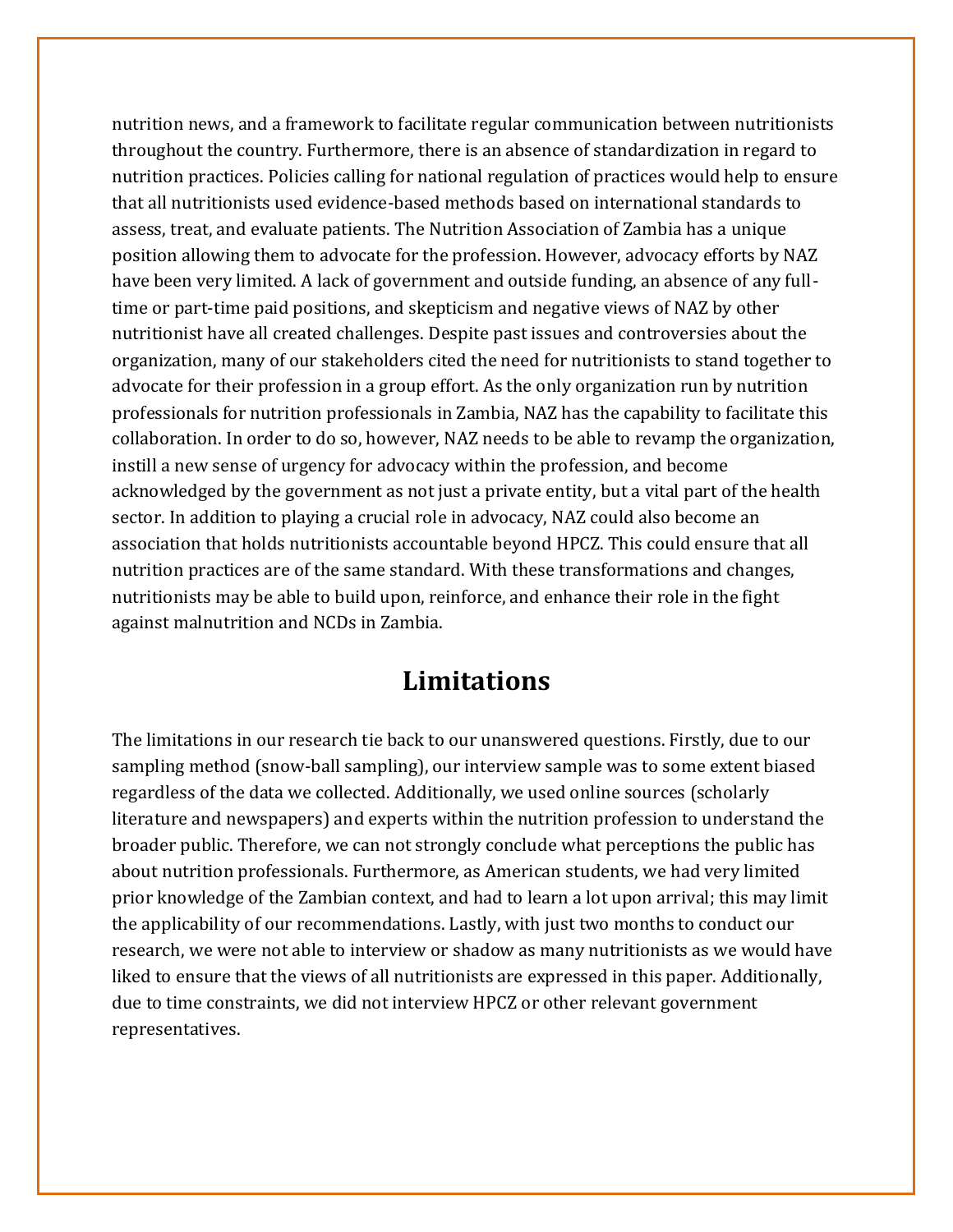nutrition news, and a framework to facilitate regular communication between nutritionists throughout the country. Furthermore, there is an absence of standardization in regard to nutrition practices. Policies calling for national regulation of practices would help to ensure that all nutritionists used evidence-based methods based on international standards to assess, treat, and evaluate patients. The Nutrition Association of Zambia has a unique position allowing them to advocate for the profession. However, advocacy efforts by NAZ have been very limited. A lack of government and outside funding, an absence of any full-time or part-time paid positions, and skepticism and negative views of NAZ by other nutritionist have all created challenges. Despite past issues and controversies about the organization, many of our stakeholders cited the need for nutritionists to stand together to advocate for their profession in a group effort. As the only organization run by nutrition professionals for nutrition professionals in Zambia, NAZ has the capability to facilitate this collaboration. In order to do so, however, NAZ needs to be able to revamp the organization, instill a new sense of urgency for advocacy within the profession, and become acknowledged by the government as not just a private entity, but a vital part of the health sector. In addition to playing a crucial role in advocacy, NAZ could also become an association that holds nutritionists accountable beyond HPCZ. This could ensure that all nutrition practices are of the same standard. With these transformations and changes, nutritionists may be able to build upon, reinforce, and enhance their role in the fight against malnutrition and NCDs in Zambia.

## Limitations

The limitations in our research tie back to our unanswered questions. Firstly, due to our sampling method (snow-ball sampling), our interview sample was to some extent biased regardless of the data we collected. Additionally, we used online sources (scholarly literature and newspapers) and experts within the nutrition profession to understand the broader public. Therefore, we can not strongly conclude what perceptions the public has about nutrition professionals. Furthermore, as American students, we had very limited prior knowledge of the Zambian context, and had to learn a lot upon arrival; this may limit the applicability of our recommendations. Lastly, with just two months to conduct our research, we were not able to interview or shadow as many nutritionists as we would have liked to ensure that the views of all nutritionists are expressed in this paper. Additionally, due to time constraints, we did not interview HPCZ or other relevant government representatives.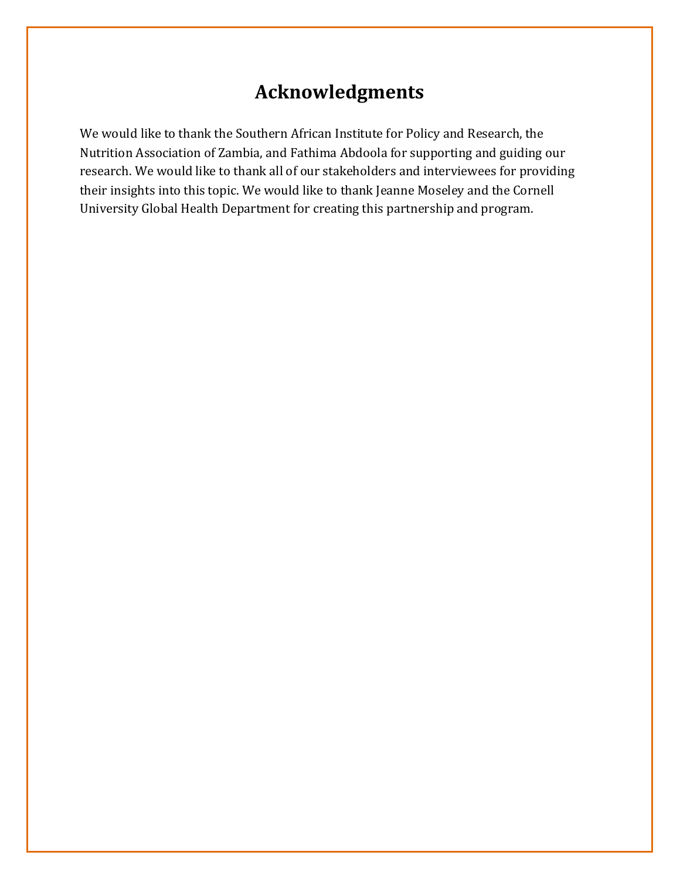# Acknowledgments

We would like to thank the Southern African Institute for Policy and Research, the Nutrition Association of Zambia, and Fathima Abdoola for supporting and guiding our research. We would like to thank all of our stakeholders and interviewees for providing their insights into this topic. We would like to thank Jeanne Moseley and the Cornell University Global Health Department for creating this partnership and program.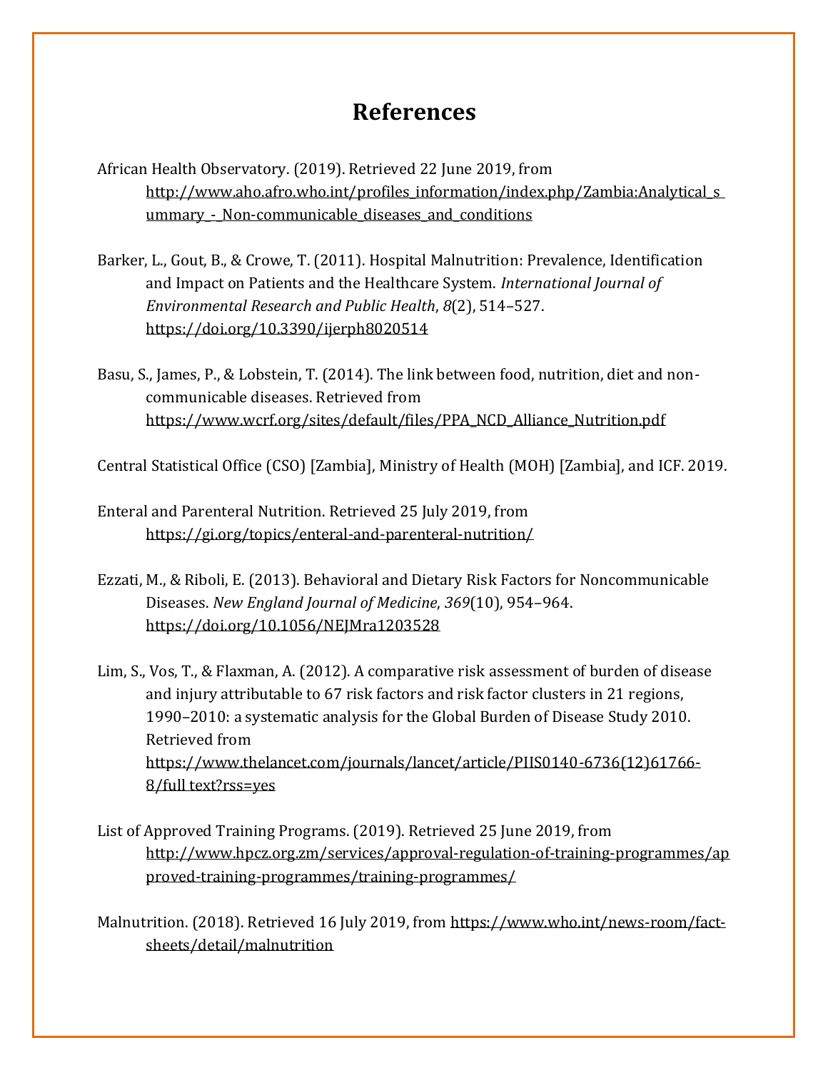# References

African Health Observatory. (2019). Retrieved 22 June 2019, from http://www.aho.afro.who.int/profiles_information/index.php/Zambia:Analytical_summary_-_Non-communicable_diseases_and_conditions

Barker, L., Gout, B., & Crowe, T. (2011). Hospital Malnutrition: Prevalence, Identification and Impact on Patients and the Healthcare System. *International Journal of Environmental Research and Public Health*, *8*(2), 514–527. https://doi.org/10.3390/ijerph8020514

Basu, S., James, P., & Lobstein, T. (2014). The link between food, nutrition, diet and non-communicable diseases. Retrieved from https://www.wcrf.org/sites/default/files/PPA_NCD_Alliance_Nutrition.pdf

Central Statistical Office (CSO) [Zambia], Ministry of Health (MOH) [Zambia], and ICF. 2019.

Enteral and Parenteral Nutrition. Retrieved 25 July 2019, from https://gi.org/topics/enteral-and-parenteral-nutrition/

Ezzati, M., & Riboli, E. (2013). Behavioral and Dietary Risk Factors for Noncommunicable Diseases. *New England Journal of Medicine*, *369*(10), 954–964. https://doi.org/10.1056/NEJMra1203528

Lim, S., Vos, T., & Flaxman, A. (2012). A comparative risk assessment of burden of disease and injury attributable to 67 risk factors and risk factor clusters in 21 regions, 1990–2010: a systematic analysis for the Global Burden of Disease Study 2010. Retrieved from https://www.thelancet.com/journals/lancet/article/PIIS0140-6736(12)61766-8/full text?rss=yes

List of Approved Training Programs. (2019). Retrieved 25 June 2019, from http://www.hpcz.org.zm/services/approval-regulation-of-training-programmes/approved-training-programmes/training-programmes/

Malnutrition. (2018). Retrieved 16 July 2019, from https://www.who.int/news-room/fact-sheets/detail/malnutrition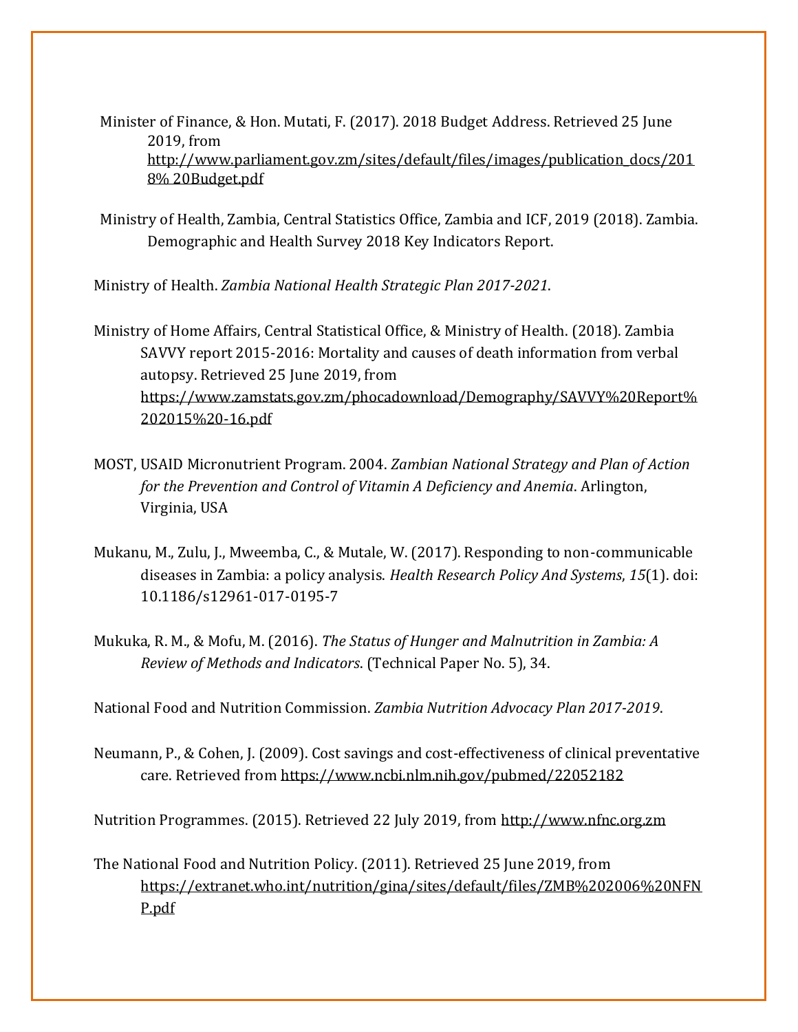Minister of Finance, & Hon. Mutati, F. (2017). 2018 Budget Address. Retrieved 25 June 2019, from http://www.parliament.gov.zm/sites/default/files/images/publication_docs/2018% 20Budget.pdf

Ministry of Health, Zambia, Central Statistics Office, Zambia and ICF, 2019 (2018). Zambia. Demographic and Health Survey 2018 Key Indicators Report.

Ministry of Health. *Zambia National Health Strategic Plan 2017-2021*.

Ministry of Home Affairs, Central Statistical Office, & Ministry of Health. (2018). Zambia SAVVY report 2015-2016: Mortality and causes of death information from verbal autopsy. Retrieved 25 June 2019, from https://www.zamstats.gov.zm/phocadownload/Demography/SAVVY%20Report%202015%20-16.pdf

MOST, USAID Micronutrient Program. 2004. *Zambian National Strategy and Plan of Action for the Prevention and Control of Vitamin A Deficiency and Anemia*. Arlington, Virginia, USA

Mukanu, M., Zulu, J., Mweemba, C., & Mutale, W. (2017). Responding to non-communicable diseases in Zambia: a policy analysis. *Health Research Policy And Systems*, *15*(1). doi: 10.1186/s12961-017-0195-7

Mukuka, R. M., & Mofu, M. (2016). *The Status of Hunger and Malnutrition in Zambia: A Review of Methods and Indicators*. (Technical Paper No. 5), 34.

National Food and Nutrition Commission. *Zambia Nutrition Advocacy Plan 2017-2019*.

Neumann, P., & Cohen, J. (2009). Cost savings and cost-effectiveness of clinical preventative care. Retrieved from https://www.ncbi.nlm.nih.gov/pubmed/22052182

Nutrition Programmes. (2015). Retrieved 22 July 2019, from http://www.nfnc.org.zm

The National Food and Nutrition Policy. (2011). Retrieved 25 June 2019, from https://extranet.who.int/nutrition/gina/sites/default/files/ZMB%202006%20NFNP.pdf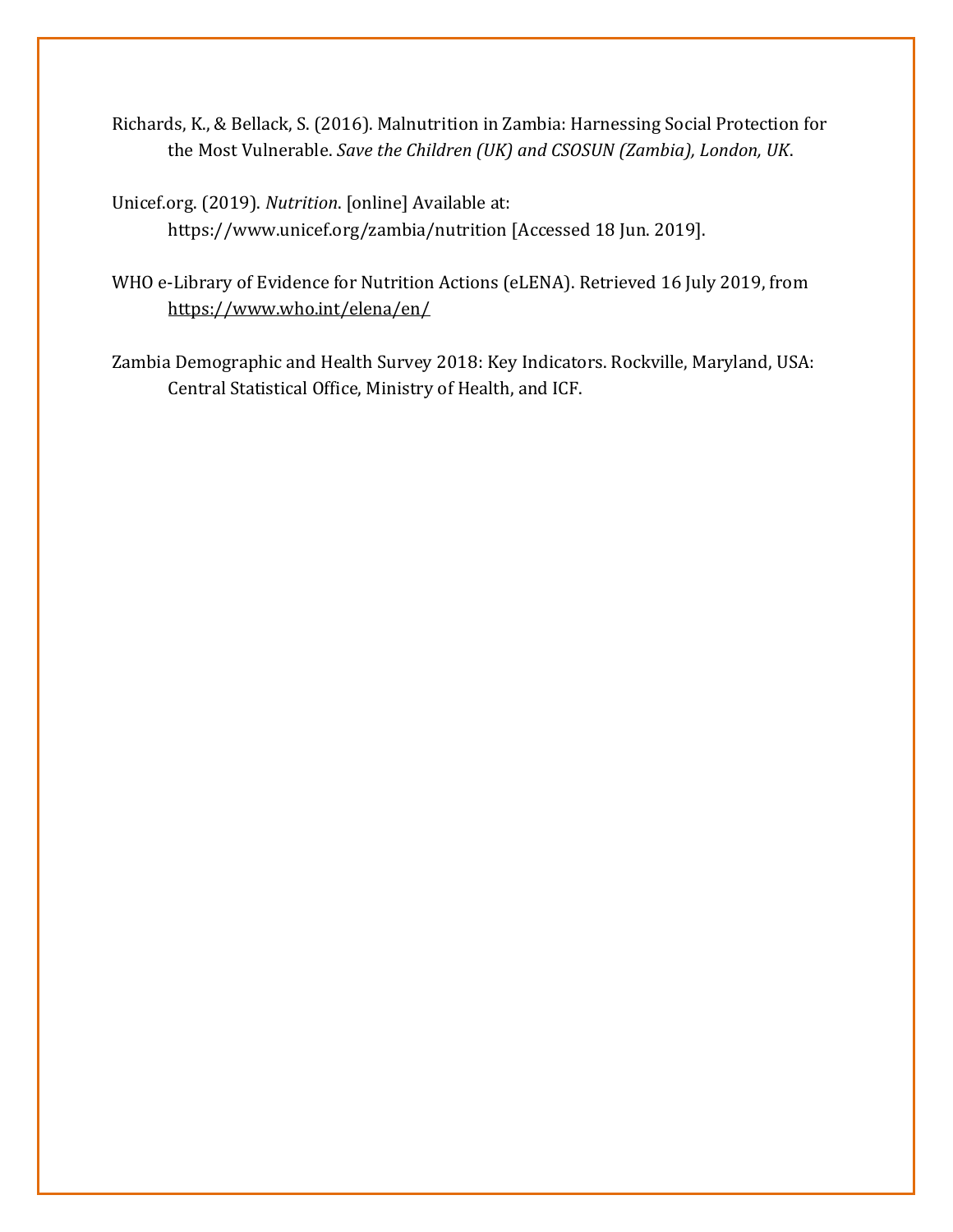Richards, K., & Bellack, S. (2016). Malnutrition in Zambia: Harnessing Social Protection for the Most Vulnerable. *Save the Children (UK) and CSOSUN (Zambia), London, UK*.

Unicef.org. (2019). *Nutrition*. [online] Available at: https://www.unicef.org/zambia/nutrition [Accessed 18 Jun. 2019].

WHO e-Library of Evidence for Nutrition Actions (eLENA). Retrieved 16 July 2019, from https://www.who.int/elena/en/

Zambia Demographic and Health Survey 2018: Key Indicators. Rockville, Maryland, USA: Central Statistical Office, Ministry of Health, and ICF.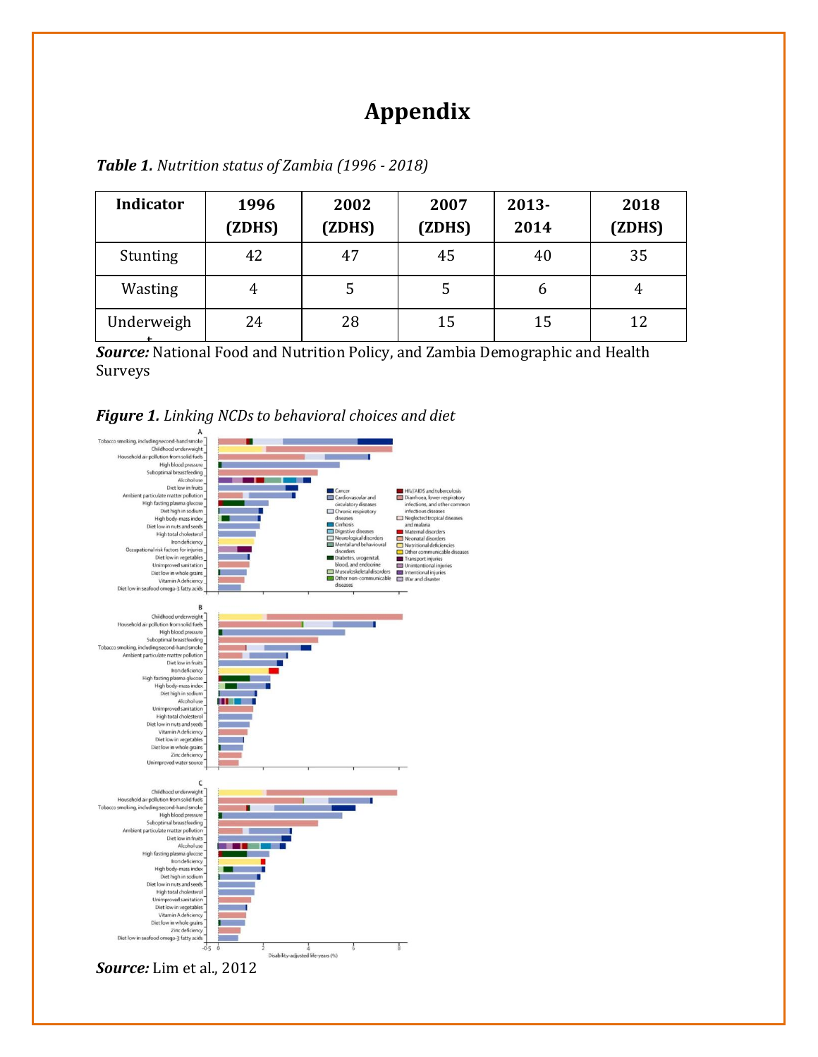# Appendix

***Table 1.*** *Nutrition status of Zambia (1996 - 2018)*

| Indicator | 1996 (ZDHS) | 2002 (ZDHS) | 2007 (ZDHS) | 2013-2014 | 2018 (ZDHS) |
|---|---|---|---|---|---|
| Stunting | 42 | 47 | 45 | 40 | 35 |
| Wasting | 4 | 5 | 5 | 6 | 4 |
| Underweight | 24 | 28 | 15 | 15 | 12 |

***Source:*** National Food and Nutrition Policy, and Zambia Demographic and Health Surveys

***Figure 1.*** *Linking NCDs to behavioral choices and diet*

***Source:*** Lim et al., 2012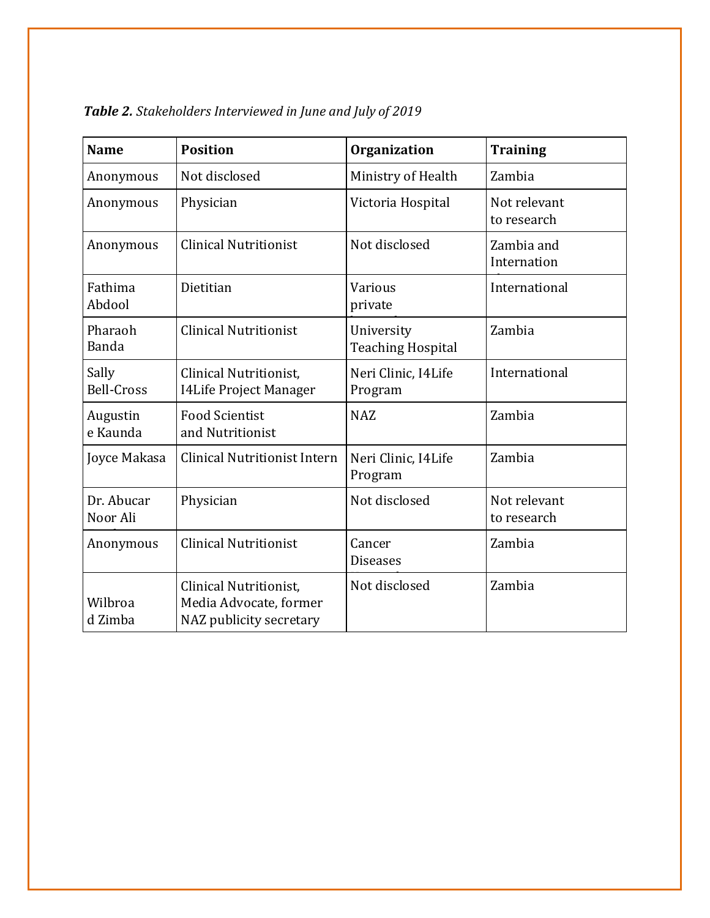***Table 2.*** *Stakeholders Interviewed in June and July of 2019*

| Name | Position | Organization | Training |
|---|---|---|---|
| Anonymous | Not disclosed | Ministry of Health | Zambia |
| Anonymous | Physician | Victoria Hospital | Not relevant to research |
| Anonymous | Clinical Nutritionist | Not disclosed | Zambia and Internation |
| Fathima Abdool | Dietitian | Various private | International |
| Pharaoh Banda | Clinical Nutritionist | University Teaching Hospital | Zambia |
| Sally Bell-Cross | Clinical Nutritionist, I4Life Project Manager | Neri Clinic, I4Life Program | International |
| Augustin e Kaunda | Food Scientist and Nutritionist | NAZ | Zambia |
| Joyce Makasa | Clinical Nutritionist Intern | Neri Clinic, I4Life Program | Zambia |
| Dr. Abucar Noor Ali | Physician | Not disclosed | Not relevant to research |
| Anonymous | Clinical Nutritionist | Cancer Diseases | Zambia |
| Wilbroa d Zimba | Clinical Nutritionist, Media Advocate, former NAZ publicity secretary | Not disclosed | Zambia |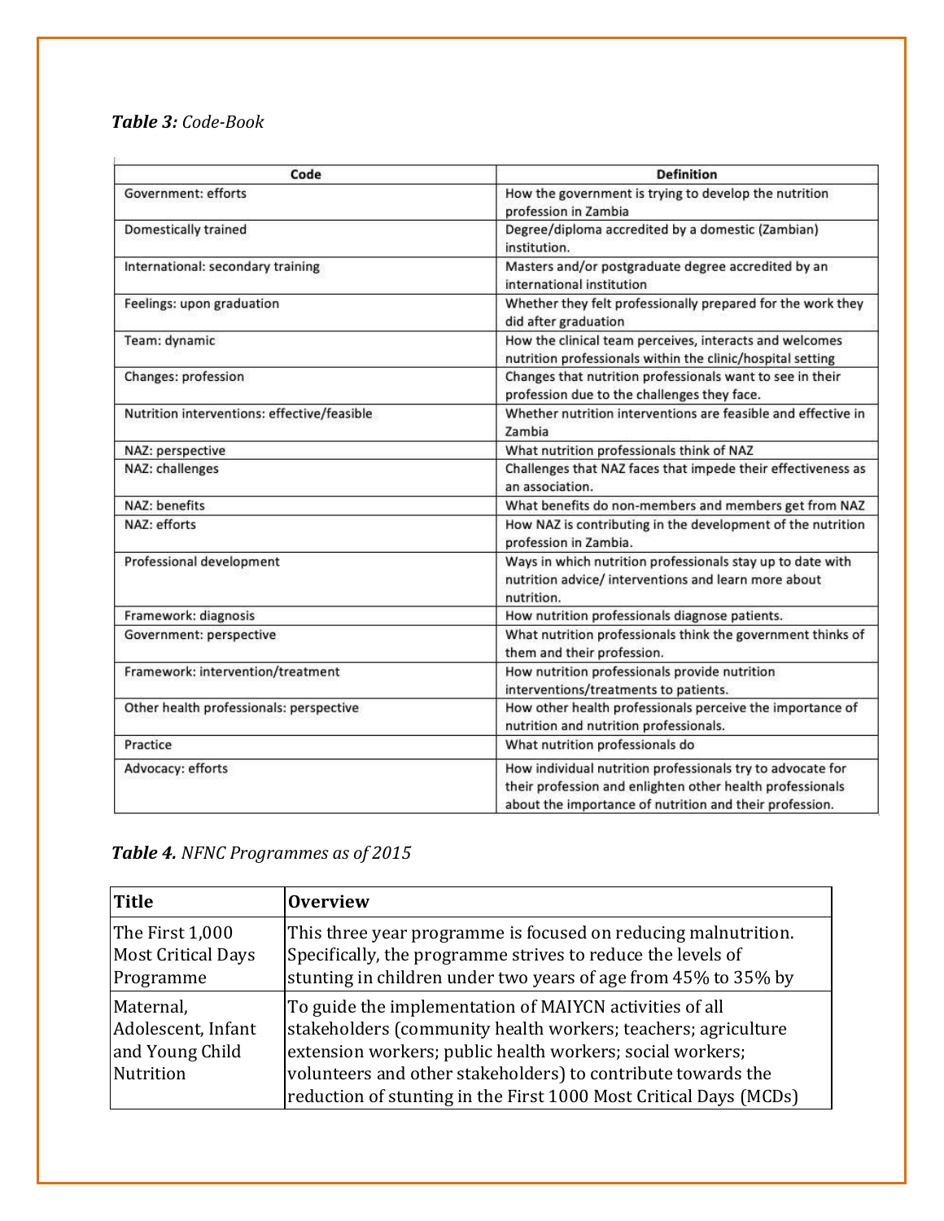***Table 3:*** *Code-Book*

| Code | Definition |
|---|---|
| Government: efforts | How the government is trying to develop the nutrition profession in Zambia |
| Domestically trained | Degree/diploma accredited by a domestic (Zambian) institution. |
| International: secondary training | Masters and/or postgraduate degree accredited by an international institution |
| Feelings: upon graduation | Whether they felt professionally prepared for the work they did after graduation |
| Team: dynamic | How the clinical team perceives, interacts and welcomes nutrition professionals within the clinic/hospital setting |
| Changes: profession | Changes that nutrition professionals want to see in their profession due to the challenges they face. |
| Nutrition interventions: effective/feasible | Whether nutrition interventions are feasible and effective in Zambia |
| NAZ: perspective | What nutrition professionals think of NAZ |
| NAZ: challenges | Challenges that NAZ faces that impede their effectiveness as an association. |
| NAZ: benefits | What benefits do non-members and members get from NAZ |
| NAZ: efforts | How NAZ is contributing in the development of the nutrition profession in Zambia. |
| Professional development | Ways in which nutrition professionals stay up to date with nutrition advice/ interventions and learn more about nutrition. |
| Framework: diagnosis | How nutrition professionals diagnose patients. |
| Government: perspective | What nutrition professionals think the government thinks of them and their profession. |
| Framework: intervention/treatment | How nutrition professionals provide nutrition interventions/treatments to patients. |
| Other health professionals: perspective | How other health professionals perceive the importance of nutrition and nutrition professionals. |
| Practice | What nutrition professionals do |
| Advocacy: efforts | How individual nutrition professionals try to advocate for their profession and enlighten other health professionals about the importance of nutrition and their profession. |

***Table 4.*** *NFNC Programmes as of 2015*

| **Title** | **Overview** |
|---|---|
| The First 1,000 Most Critical Days Programme | This three year programme is focused on reducing malnutrition. Specifically, the programme strives to reduce the levels of stunting in children under two years of age from 45% to 35% by |
| Maternal, Adolescent, Infant and Young Child Nutrition | To guide the implementation of MAIYCN activities of all stakeholders (community health workers; teachers; agriculture extension workers; public health workers; social workers; volunteers and other stakeholders) to contribute towards the reduction of stunting in the First 1000 Most Critical Days (MCDs) |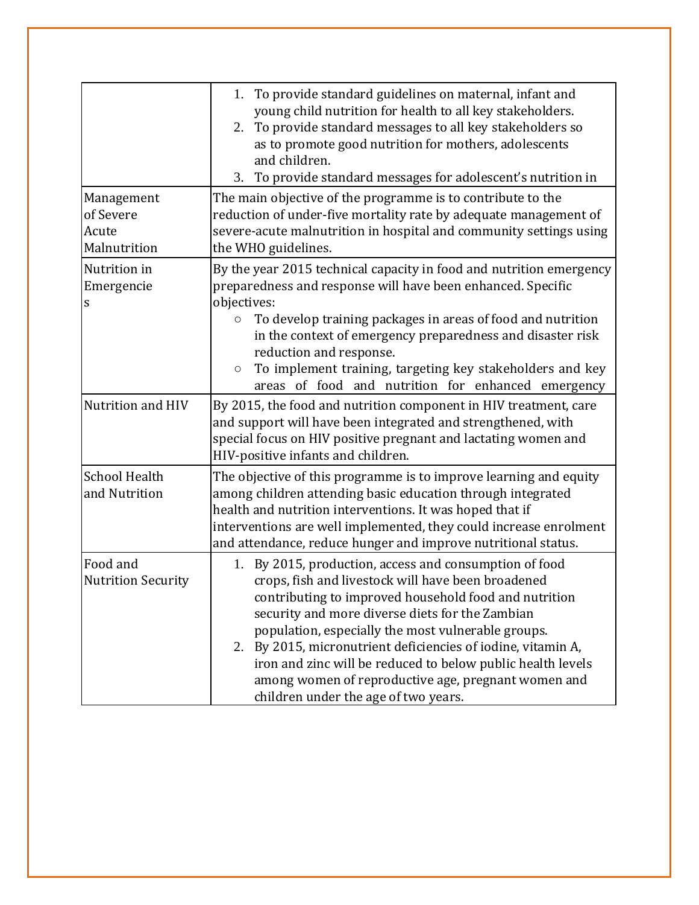| | |
|---|---|
| | 1. To provide standard guidelines on maternal, infant and young child nutrition for health to all key stakeholders.<br>2. To provide standard messages to all key stakeholders so as to promote good nutrition for mothers, adolescents and children.<br>3. To provide standard messages for adolescent's nutrition in |
| Management of Severe Acute Malnutrition | The main objective of the programme is to contribute to the reduction of under-five mortality rate by adequate management of severe-acute malnutrition in hospital and community settings using the WHO guidelines. |
| Nutrition in Emergencies | By the year 2015 technical capacity in food and nutrition emergency preparedness and response will have been enhanced. Specific objectives:<br>○ To develop training packages in areas of food and nutrition in the context of emergency preparedness and disaster risk reduction and response.<br>○ To implement training, targeting key stakeholders and key areas of food and nutrition for enhanced emergency |
| Nutrition and HIV | By 2015, the food and nutrition component in HIV treatment, care and support will have been integrated and strengthened, with special focus on HIV positive pregnant and lactating women and HIV-positive infants and children. |
| School Health and Nutrition | The objective of this programme is to improve learning and equity among children attending basic education through integrated health and nutrition interventions. It was hoped that if interventions are well implemented, they could increase enrolment and attendance, reduce hunger and improve nutritional status. |
| Food and Nutrition Security | 1. By 2015, production, access and consumption of food crops, fish and livestock will have been broadened contributing to improved household food and nutrition security and more diverse diets for the Zambian population, especially the most vulnerable groups.<br>2. By 2015, micronutrient deficiencies of iodine, vitamin A, iron and zinc will be reduced to below public health levels among women of reproductive age, pregnant women and children under the age of two years. |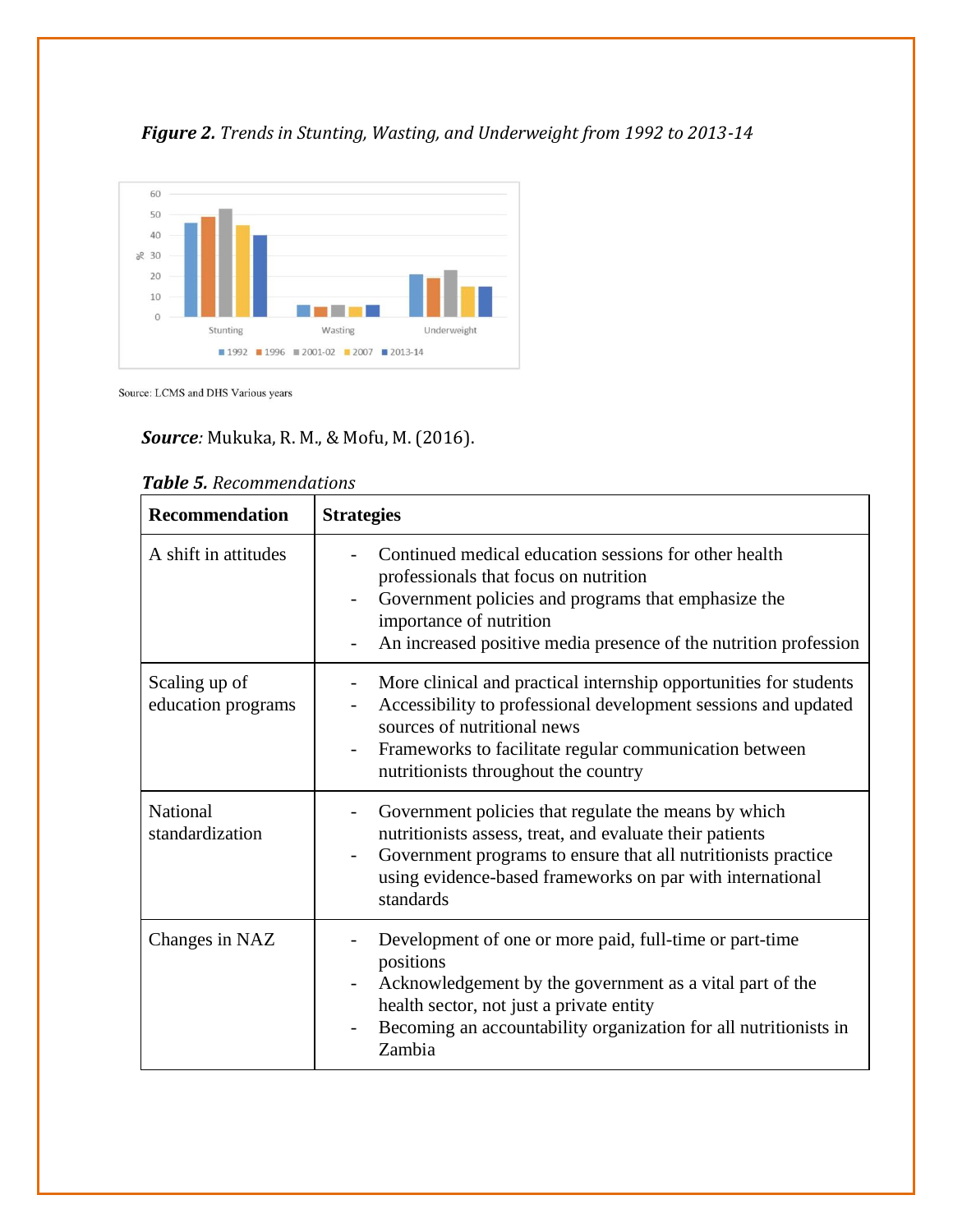***Figure 2.*** *Trends in Stunting, Wasting, and Underweight from 1992 to 2013-14*

60
50
40
30
20
10
0
%
Stunting
Wasting
Underweight
1992 1996 2001-02 2007 2013-14

Source: LCMS and DHS Various years

***Source****:* Mukuka, R. M., & Mofu, M. (2016).

***Table 5.*** *Recommendations*

| **Recommendation** | **Strategies** |
|---|---|
| A shift in attitudes | - Continued medical education sessions for other health professionals that focus on nutrition<br>- Government policies and programs that emphasize the importance of nutrition<br>- An increased positive media presence of the nutrition profession |
| Scaling up of education programs | - More clinical and practical internship opportunities for students<br>- Accessibility to professional development sessions and updated sources of nutritional news<br>- Frameworks to facilitate regular communication between nutritionists throughout the country |
| National standardization | - Government policies that regulate the means by which nutritionists assess, treat, and evaluate their patients<br>- Government programs to ensure that all nutritionists practice using evidence-based frameworks on par with international standards |
| Changes in NAZ | - Development of one or more paid, full-time or part-time positions<br>- Acknowledgement by the government as a vital part of the health sector, not just a private entity<br>- Becoming an accountability organization for all nutritionists in Zambia |